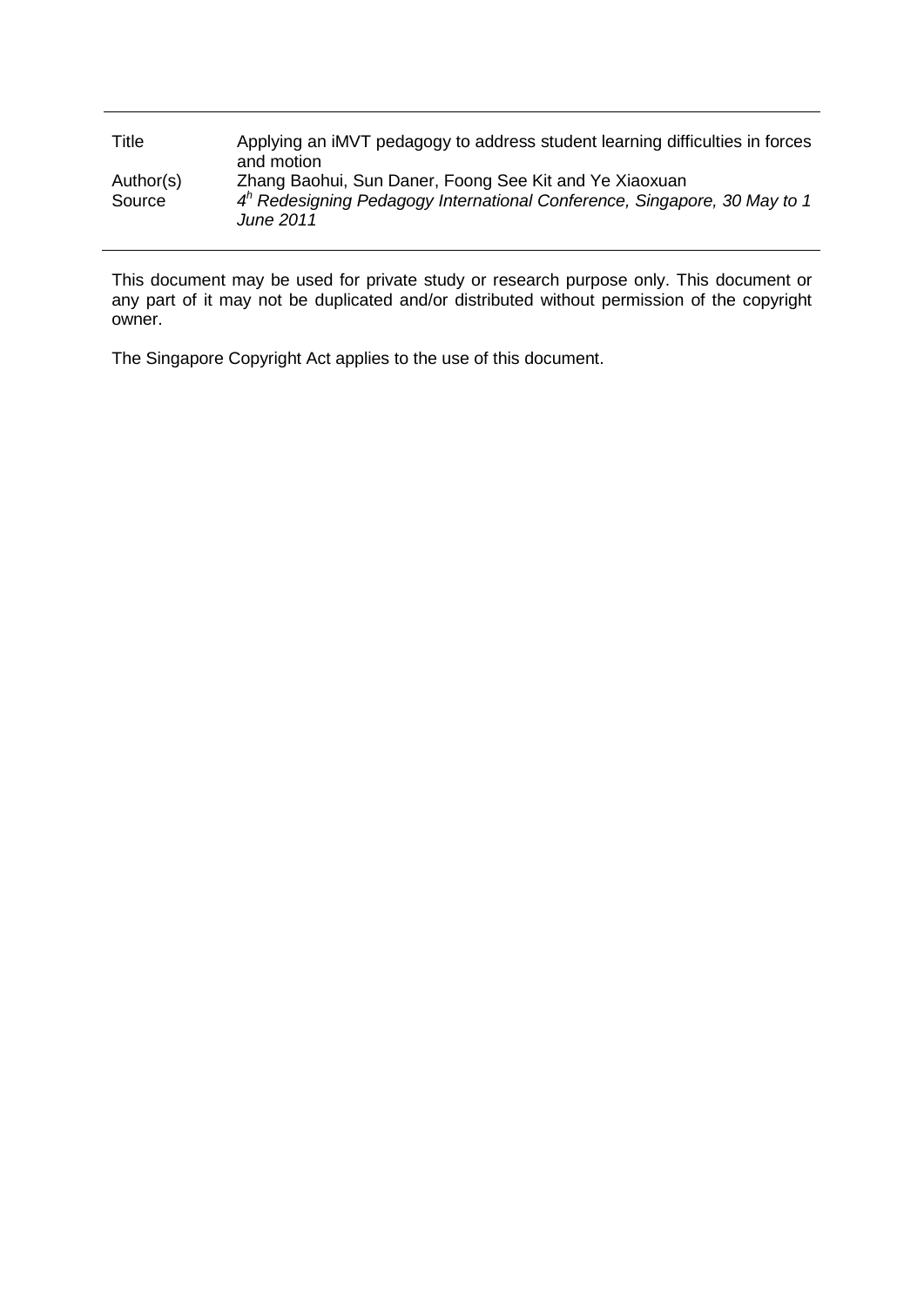| | |
|---|---|
| Title | Applying an iMVT pedagogy to address student learning difficulties in forces and motion |
| Author(s) | Zhang Baohui, Sun Daner, Foong See Kit and Ye Xiaoxuan |
| Source | *4[h] Redesigning Pedagogy International Conference, Singapore, 30 May to 1 June 2011* |

This document may be used for private study or research purpose only. This document or any part of it may not be duplicated and/or distributed without permission of the copyright owner.

The Singapore Copyright Act applies to the use of this document.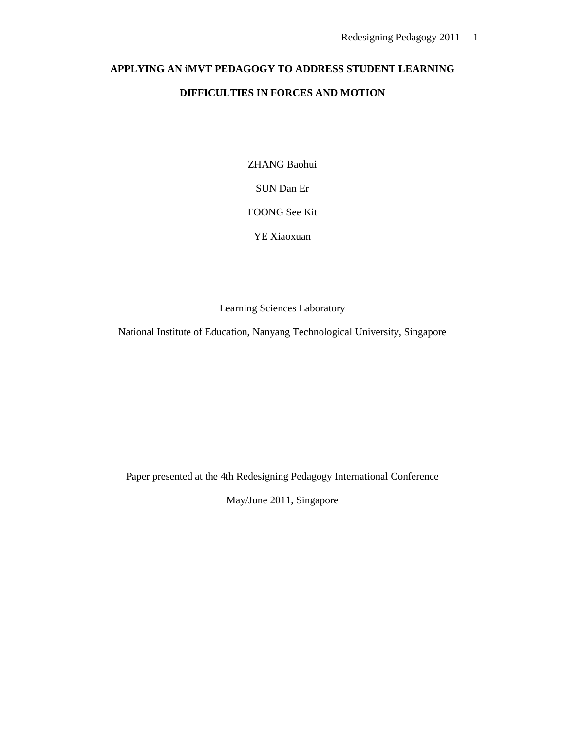# APPLYING AN iMVT PEDAGOGY TO ADDRESS STUDENT LEARNING DIFFICULTIES IN FORCES AND MOTION

ZHANG Baohui

SUN Dan Er

FOONG See Kit

YE Xiaoxuan

Learning Sciences Laboratory

National Institute of Education, Nanyang Technological University, Singapore

Paper presented at the 4th Redesigning Pedagogy International Conference

May/June 2011, Singapore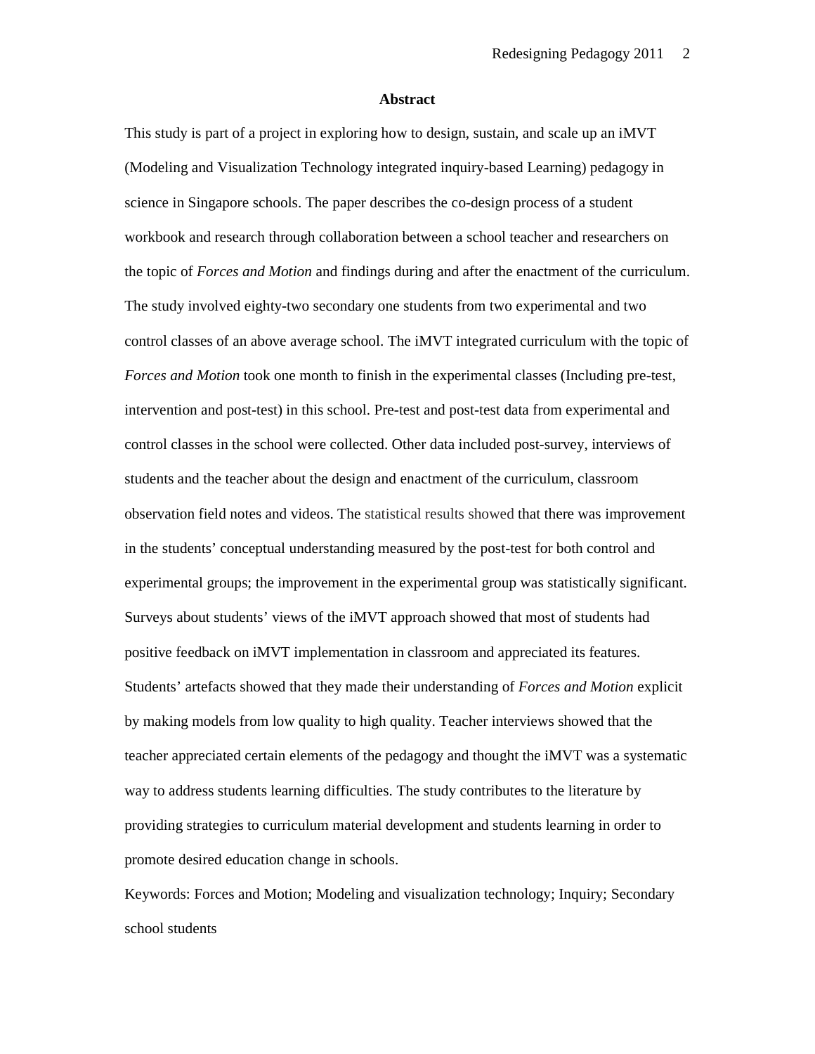## Abstract

This study is part of a project in exploring how to design, sustain, and scale up an iMVT (Modeling and Visualization Technology integrated inquiry-based Learning) pedagogy in science in Singapore schools. The paper describes the co-design process of a student workbook and research through collaboration between a school teacher and researchers on the topic of *Forces and Motion* and findings during and after the enactment of the curriculum. The study involved eighty-two secondary one students from two experimental and two control classes of an above average school. The iMVT integrated curriculum with the topic of *Forces and Motion* took one month to finish in the experimental classes (Including pre-test, intervention and post-test) in this school. Pre-test and post-test data from experimental and control classes in the school were collected. Other data included post-survey, interviews of students and the teacher about the design and enactment of the curriculum, classroom observation field notes and videos. The statistical results showed that there was improvement in the students' conceptual understanding measured by the post-test for both control and experimental groups; the improvement in the experimental group was statistically significant. Surveys about students' views of the iMVT approach showed that most of students had positive feedback on iMVT implementation in classroom and appreciated its features. Students' artefacts showed that they made their understanding of *Forces and Motion* explicit by making models from low quality to high quality. Teacher interviews showed that the teacher appreciated certain elements of the pedagogy and thought the iMVT was a systematic way to address students learning difficulties. The study contributes to the literature by providing strategies to curriculum material development and students learning in order to promote desired education change in schools.

Keywords: Forces and Motion; Modeling and visualization technology; Inquiry; Secondary school students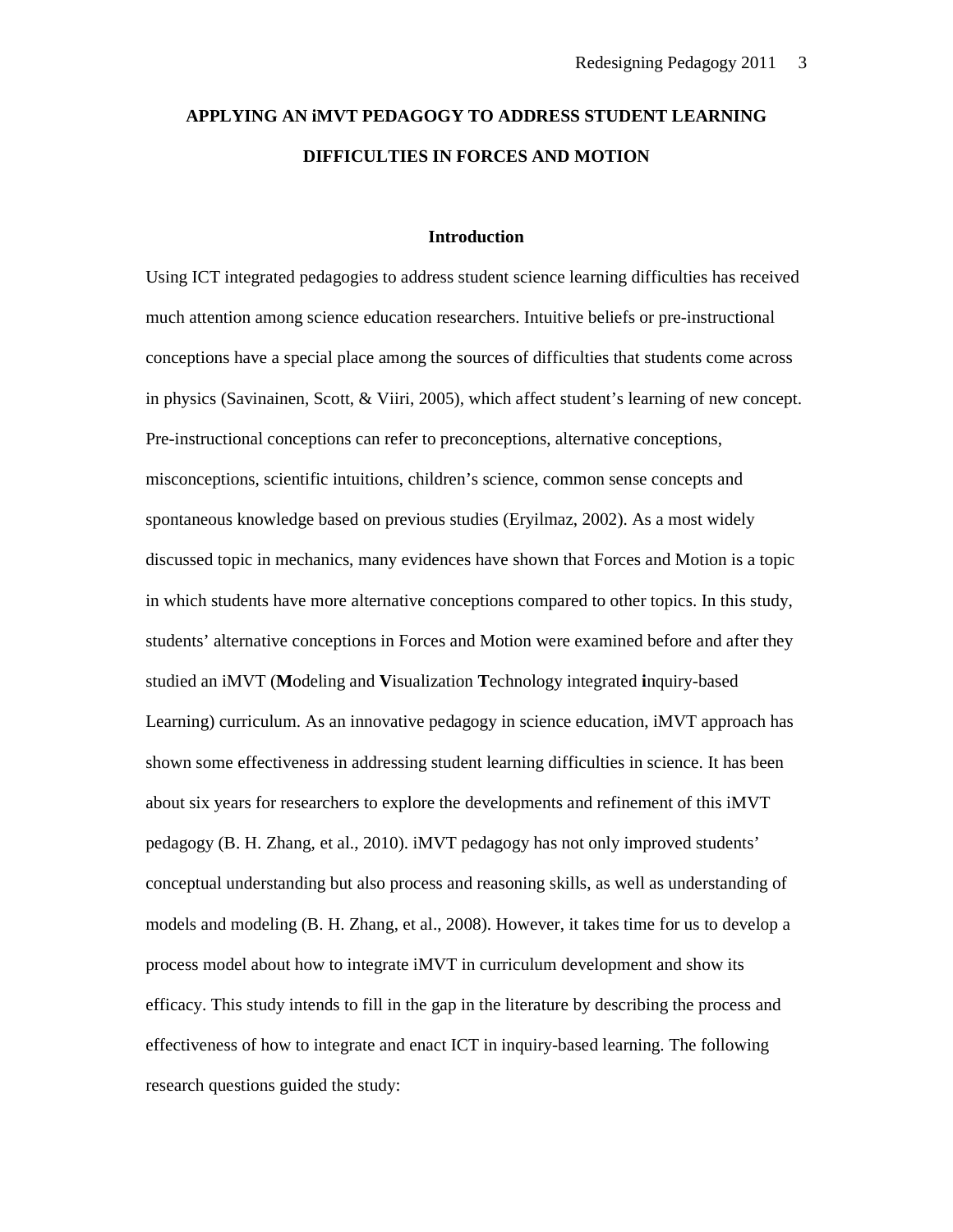# APPLYING AN iMVT PEDAGOGY TO ADDRESS STUDENT LEARNING DIFFICULTIES IN FORCES AND MOTION

## Introduction

Using ICT integrated pedagogies to address student science learning difficulties has received much attention among science education researchers. Intuitive beliefs or pre-instructional conceptions have a special place among the sources of difficulties that students come across in physics (Savinainen, Scott, & Viiri, 2005), which affect student's learning of new concept. Pre-instructional conceptions can refer to preconceptions, alternative conceptions, misconceptions, scientific intuitions, children's science, common sense concepts and spontaneous knowledge based on previous studies (Eryilmaz, 2002). As a most widely discussed topic in mechanics, many evidences have shown that Forces and Motion is a topic in which students have more alternative conceptions compared to other topics. In this study, students' alternative conceptions in Forces and Motion were examined before and after they studied an iMVT (**M**odeling and **V**isualization **T**echnology integrated **i**nquiry-based Learning) curriculum. As an innovative pedagogy in science education, iMVT approach has shown some effectiveness in addressing student learning difficulties in science. It has been about six years for researchers to explore the developments and refinement of this iMVT pedagogy (B. H. Zhang, et al., 2010). iMVT pedagogy has not only improved students' conceptual understanding but also process and reasoning skills, as well as understanding of models and modeling (B. H. Zhang, et al., 2008). However, it takes time for us to develop a process model about how to integrate iMVT in curriculum development and show its efficacy. This study intends to fill in the gap in the literature by describing the process and effectiveness of how to integrate and enact ICT in inquiry-based learning. The following research questions guided the study: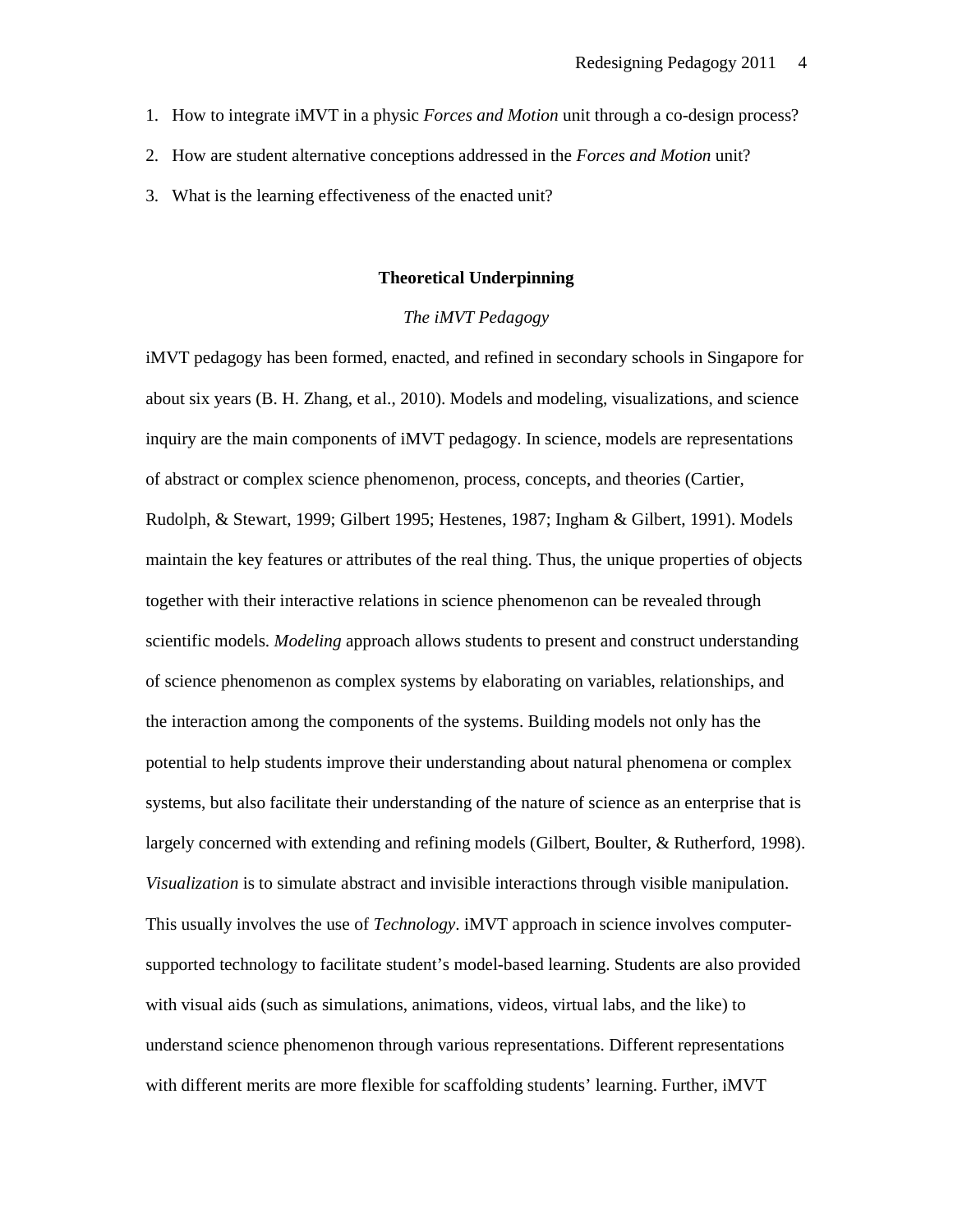1. How to integrate iMVT in a physic *Forces and Motion* unit through a co-design process?
2. How are student alternative conceptions addressed in the *Forces and Motion* unit?
3. What is the learning effectiveness of the enacted unit?

## Theoretical Underpinning

### *The iMVT Pedagogy*

iMVT pedagogy has been formed, enacted, and refined in secondary schools in Singapore for about six years (B. H. Zhang, et al., 2010). Models and modeling, visualizations, and science inquiry are the main components of iMVT pedagogy. In science, models are representations of abstract or complex science phenomenon, process, concepts, and theories (Cartier, Rudolph, & Stewart, 1999; Gilbert 1995; Hestenes, 1987; Ingham & Gilbert, 1991). Models maintain the key features or attributes of the real thing. Thus, the unique properties of objects together with their interactive relations in science phenomenon can be revealed through scientific models. *Modeling* approach allows students to present and construct understanding of science phenomenon as complex systems by elaborating on variables, relationships, and the interaction among the components of the systems. Building models not only has the potential to help students improve their understanding about natural phenomena or complex systems, but also facilitate their understanding of the nature of science as an enterprise that is largely concerned with extending and refining models (Gilbert, Boulter, & Rutherford, 1998). *Visualization* is to simulate abstract and invisible interactions through visible manipulation. This usually involves the use of *Technology*. iMVT approach in science involves computer-supported technology to facilitate student's model-based learning. Students are also provided with visual aids (such as simulations, animations, videos, virtual labs, and the like) to understand science phenomenon through various representations. Different representations with different merits are more flexible for scaffolding students' learning. Further, iMVT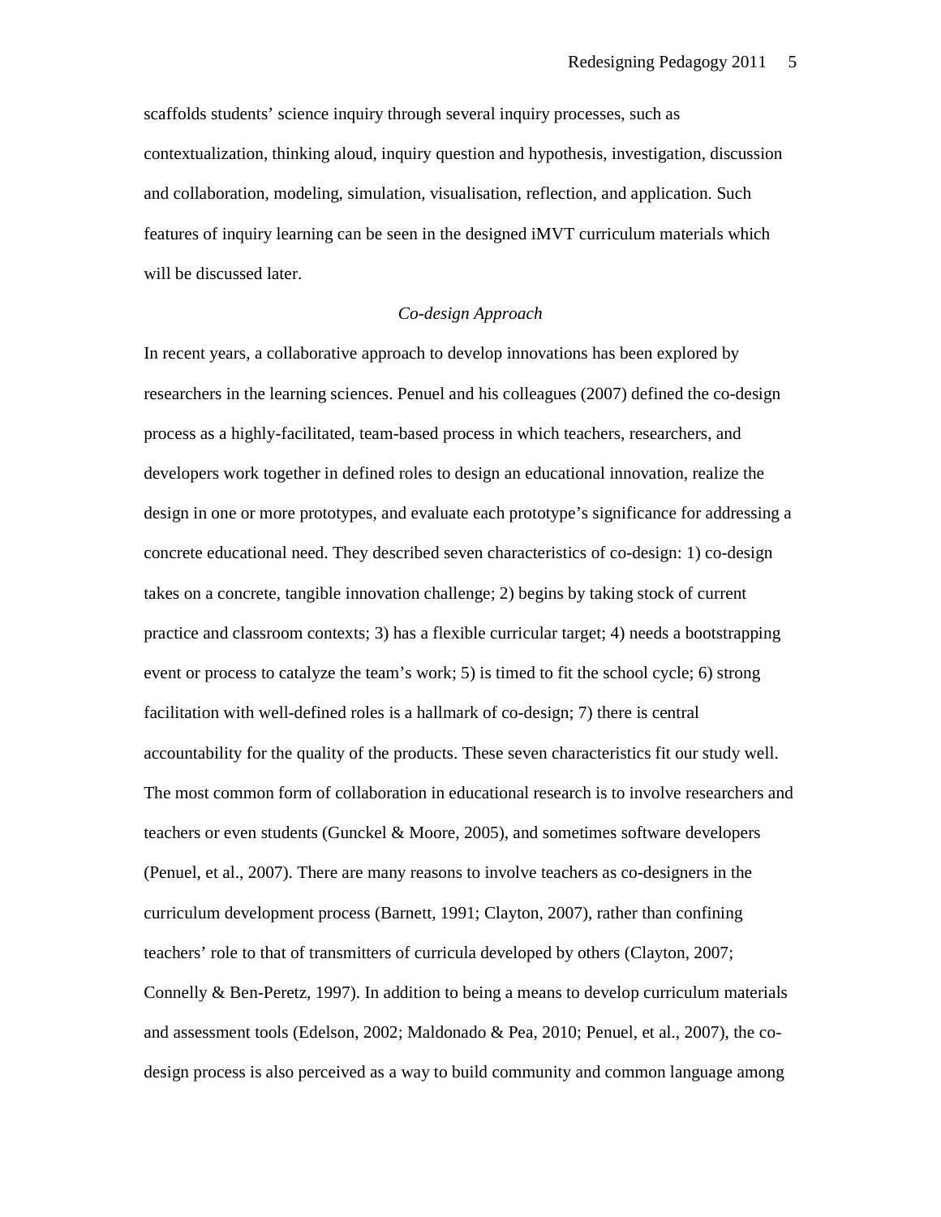scaffolds students' science inquiry through several inquiry processes, such as contextualization, thinking aloud, inquiry question and hypothesis, investigation, discussion and collaboration, modeling, simulation, visualisation, reflection, and application. Such features of inquiry learning can be seen in the designed iMVT curriculum materials which will be discussed later.

### *Co-design Approach*

In recent years, a collaborative approach to develop innovations has been explored by researchers in the learning sciences. Penuel and his colleagues (2007) defined the co-design process as a highly-facilitated, team-based process in which teachers, researchers, and developers work together in defined roles to design an educational innovation, realize the design in one or more prototypes, and evaluate each prototype's significance for addressing a concrete educational need. They described seven characteristics of co-design: 1) co-design takes on a concrete, tangible innovation challenge; 2) begins by taking stock of current practice and classroom contexts; 3) has a flexible curricular target; 4) needs a bootstrapping event or process to catalyze the team's work; 5) is timed to fit the school cycle; 6) strong facilitation with well-defined roles is a hallmark of co-design; 7) there is central accountability for the quality of the products. These seven characteristics fit our study well. The most common form of collaboration in educational research is to involve researchers and teachers or even students (Gunckel & Moore, 2005), and sometimes software developers (Penuel, et al., 2007). There are many reasons to involve teachers as co-designers in the curriculum development process (Barnett, 1991; Clayton, 2007), rather than confining teachers' role to that of transmitters of curricula developed by others (Clayton, 2007; Connelly & Ben-Peretz, 1997). In addition to being a means to develop curriculum materials and assessment tools (Edelson, 2002; Maldonado & Pea, 2010; Penuel, et al., 2007), the co-design process is also perceived as a way to build community and common language among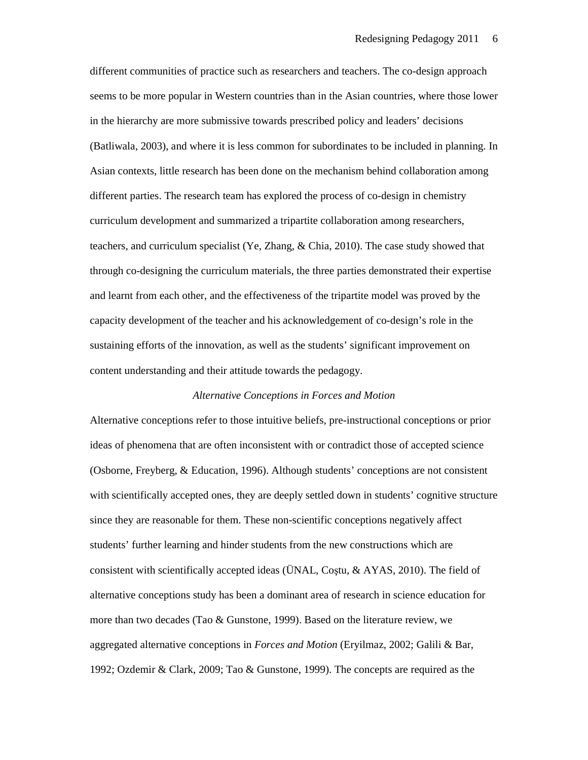different communities of practice such as researchers and teachers. The co-design approach seems to be more popular in Western countries than in the Asian countries, where those lower in the hierarchy are more submissive towards prescribed policy and leaders' decisions (Batliwala, 2003), and where it is less common for subordinates to be included in planning. In Asian contexts, little research has been done on the mechanism behind collaboration among different parties. The research team has explored the process of co-design in chemistry curriculum development and summarized a tripartite collaboration among researchers, teachers, and curriculum specialist (Ye, Zhang, & Chia, 2010). The case study showed that through co-designing the curriculum materials, the three parties demonstrated their expertise and learnt from each other, and the effectiveness of the tripartite model was proved by the capacity development of the teacher and his acknowledgement of co-design's role in the sustaining efforts of the innovation, as well as the students' significant improvement on content understanding and their attitude towards the pedagogy.

### *Alternative Conceptions in Forces and Motion*

Alternative conceptions refer to those intuitive beliefs, pre-instructional conceptions or prior ideas of phenomena that are often inconsistent with or contradict those of accepted science (Osborne, Freyberg, & Education, 1996). Although students' conceptions are not consistent with scientifically accepted ones, they are deeply settled down in students' cognitive structure since they are reasonable for them. These non-scientific conceptions negatively affect students' further learning and hinder students from the new constructions which are consistent with scientifically accepted ideas (ÜNAL, Coştu, & AYAS, 2010). The field of alternative conceptions study has been a dominant area of research in science education for more than two decades (Tao & Gunstone, 1999). Based on the literature review, we aggregated alternative conceptions in *Forces and Motion* (Eryilmaz, 2002; Galili & Bar, 1992; Ozdemir & Clark, 2009; Tao & Gunstone, 1999). The concepts are required as the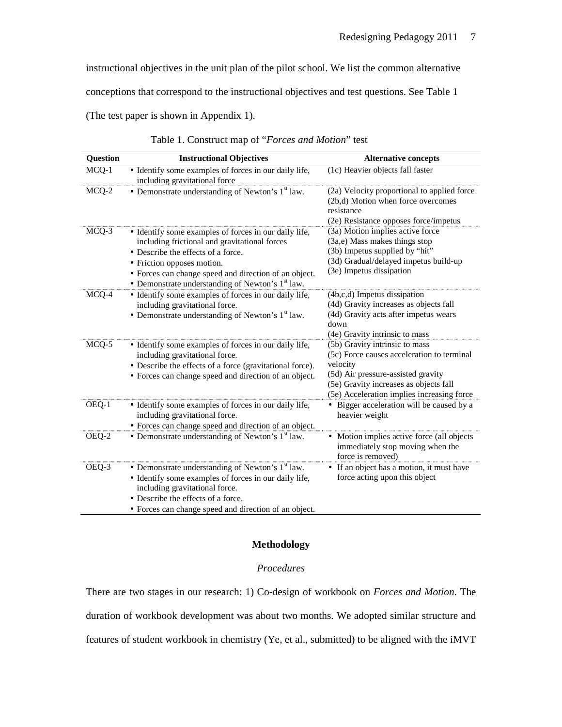instructional objectives in the unit plan of the pilot school. We list the common alternative conceptions that correspond to the instructional objectives and test questions. See Table 1 (The test paper is shown in Appendix 1).

Table 1. Construct map of "*Forces and Motion*" test

| Question | Instructional Objectives | Alternative concepts |
|---|---|---|
| MCQ-1 | • Identify some examples of forces in our daily life, including gravitational force | (1c) Heavier objects fall faster |
| MCQ-2 | • Demonstrate understanding of Newton's 1st law. | (2a) Velocity proportional to applied force<br>(2b,d) Motion when force overcomes resistance<br>(2e) Resistance opposes force/impetus |
| MCQ-3 | • Identify some examples of forces in our daily life, including frictional and gravitational forces<br>• Describe the effects of a force.<br>• Friction opposes motion.<br>• Forces can change speed and direction of an object.<br>• Demonstrate understanding of Newton's 1st law. | (3a) Motion implies active force<br>(3a,e) Mass makes things stop<br>(3b) Impetus supplied by "hit"<br>(3d) Gradual/delayed impetus build-up<br>(3e) Impetus dissipation |
| MCQ-4 | • Identify some examples of forces in our daily life, including gravitational force.<br>• Demonstrate understanding of Newton's 1st law. | (4b,c,d) Impetus dissipation<br>(4d) Gravity increases as objects fall<br>(4d) Gravity acts after impetus wears down<br>(4e) Gravity intrinsic to mass |
| MCQ-5 | • Identify some examples of forces in our daily life, including gravitational force.<br>• Describe the effects of a force (gravitational force).<br>• Forces can change speed and direction of an object. | (5b) Gravity intrinsic to mass<br>(5c) Force causes acceleration to terminal velocity<br>(5d) Air pressure-assisted gravity<br>(5e) Gravity increases as objects fall<br>(5e) Acceleration implies increasing force |
| OEQ-1 | • Identify some examples of forces in our daily life, including gravitational force.<br>• Forces can change speed and direction of an object. | • Bigger acceleration will be caused by a heavier weight |
| OEQ-2 | • Demonstrate understanding of Newton's 1st law. | • Motion implies active force (all objects immediately stop moving when the force is removed) |
| OEQ-3 | • Demonstrate understanding of Newton's 1st law.<br>• Identify some examples of forces in our daily life, including gravitational force.<br>• Describe the effects of a force.<br>• Forces can change speed and direction of an object. | • If an object has a motion, it must have force acting upon this object |

## Methodology

### *Procedures*

There are two stages in our research: 1) Co-design of workbook on *Forces and Motion*. The duration of workbook development was about two months. We adopted similar structure and features of student workbook in chemistry (Ye, et al., submitted) to be aligned with the iMVT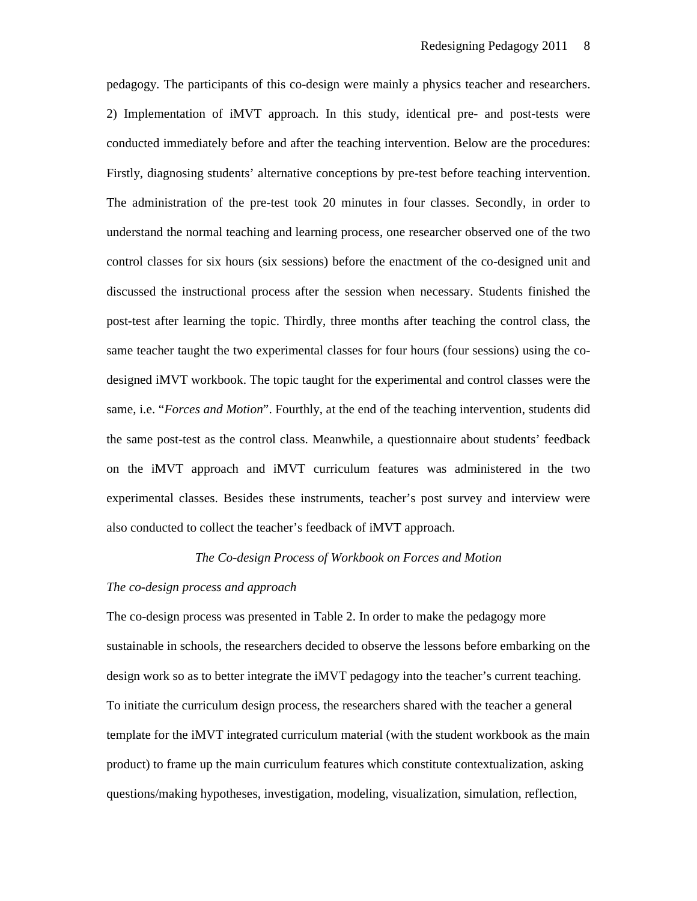pedagogy. The participants of this co-design were mainly a physics teacher and researchers. 2) Implementation of iMVT approach. In this study, identical pre- and post-tests were conducted immediately before and after the teaching intervention. Below are the procedures: Firstly, diagnosing students' alternative conceptions by pre-test before teaching intervention. The administration of the pre-test took 20 minutes in four classes. Secondly, in order to understand the normal teaching and learning process, one researcher observed one of the two control classes for six hours (six sessions) before the enactment of the co-designed unit and discussed the instructional process after the session when necessary. Students finished the post-test after learning the topic. Thirdly, three months after teaching the control class, the same teacher taught the two experimental classes for four hours (four sessions) using the co-designed iMVT workbook. The topic taught for the experimental and control classes were the same, i.e. "*Forces and Motion*". Fourthly, at the end of the teaching intervention, students did the same post-test as the control class. Meanwhile, a questionnaire about students' feedback on the iMVT approach and iMVT curriculum features was administered in the two experimental classes. Besides these instruments, teacher's post survey and interview were also conducted to collect the teacher's feedback of iMVT approach.

## *The Co-design Process of Workbook on Forces and Motion*

### *The co-design process and approach*

The co-design process was presented in Table 2. In order to make the pedagogy more sustainable in schools, the researchers decided to observe the lessons before embarking on the design work so as to better integrate the iMVT pedagogy into the teacher's current teaching. To initiate the curriculum design process, the researchers shared with the teacher a general template for the iMVT integrated curriculum material (with the student workbook as the main product) to frame up the main curriculum features which constitute contextualization, asking questions/making hypotheses, investigation, modeling, visualization, simulation, reflection,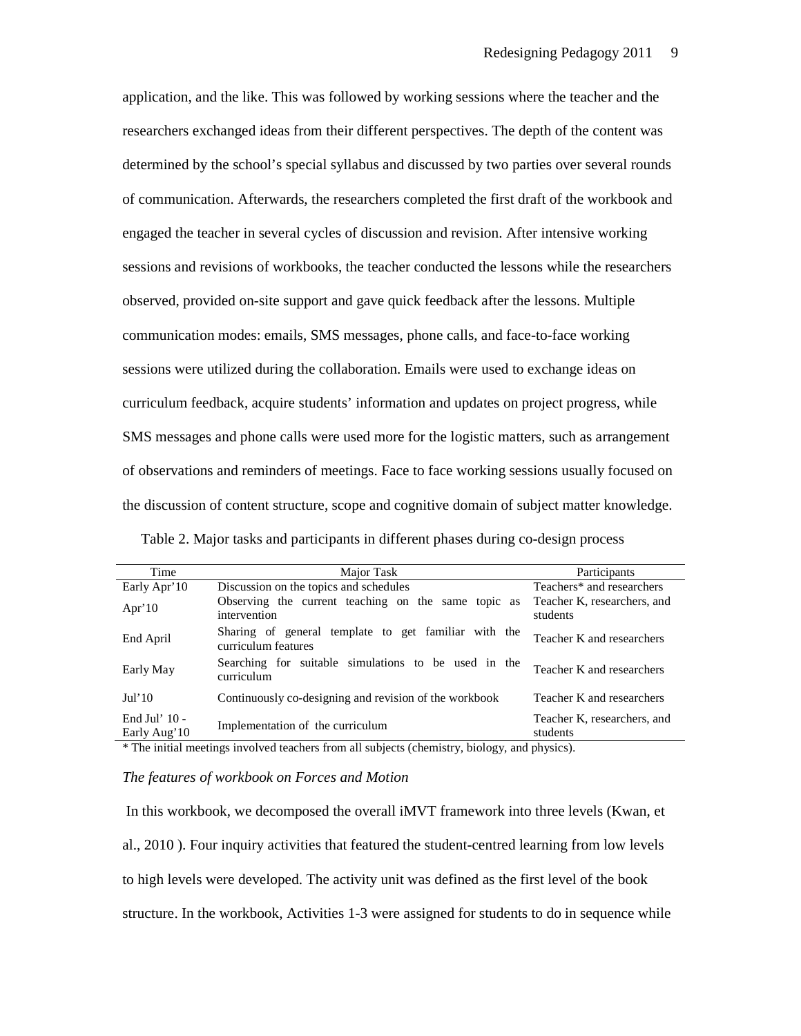application, and the like. This was followed by working sessions where the teacher and the researchers exchanged ideas from their different perspectives. The depth of the content was determined by the school's special syllabus and discussed by two parties over several rounds of communication. Afterwards, the researchers completed the first draft of the workbook and engaged the teacher in several cycles of discussion and revision. After intensive working sessions and revisions of workbooks, the teacher conducted the lessons while the researchers observed, provided on-site support and gave quick feedback after the lessons. Multiple communication modes: emails, SMS messages, phone calls, and face-to-face working sessions were utilized during the collaboration. Emails were used to exchange ideas on curriculum feedback, acquire students' information and updates on project progress, while SMS messages and phone calls were used more for the logistic matters, such as arrangement of observations and reminders of meetings. Face to face working sessions usually focused on the discussion of content structure, scope and cognitive domain of subject matter knowledge.

Table 2. Major tasks and participants in different phases during co-design process

| Time | Major Task | Participants |
|---|---|---|
| Early Apr'10 | Discussion on the topics and schedules | Teachers* and researchers |
| Apr'10 | Observing the current teaching on the same topic as intervention | Teacher K, researchers, and students |
| End April | Sharing of general template to get familiar with the curriculum features | Teacher K and researchers |
| Early May | Searching for suitable simulations to be used in the curriculum | Teacher K and researchers |
| Jul'10 | Continuously co-designing and revision of the workbook | Teacher K and researchers |
| End Jul' 10 - Early Aug'10 | Implementation of the curriculum | Teacher K, researchers, and students |

* The initial meetings involved teachers from all subjects (chemistry, biology, and physics).

*The features of workbook on Forces and Motion*

In this workbook, we decomposed the overall iMVT framework into three levels (Kwan, et al., 2010 ). Four inquiry activities that featured the student-centred learning from low levels to high levels were developed. The activity unit was defined as the first level of the book structure. In the workbook, Activities 1-3 were assigned for students to do in sequence while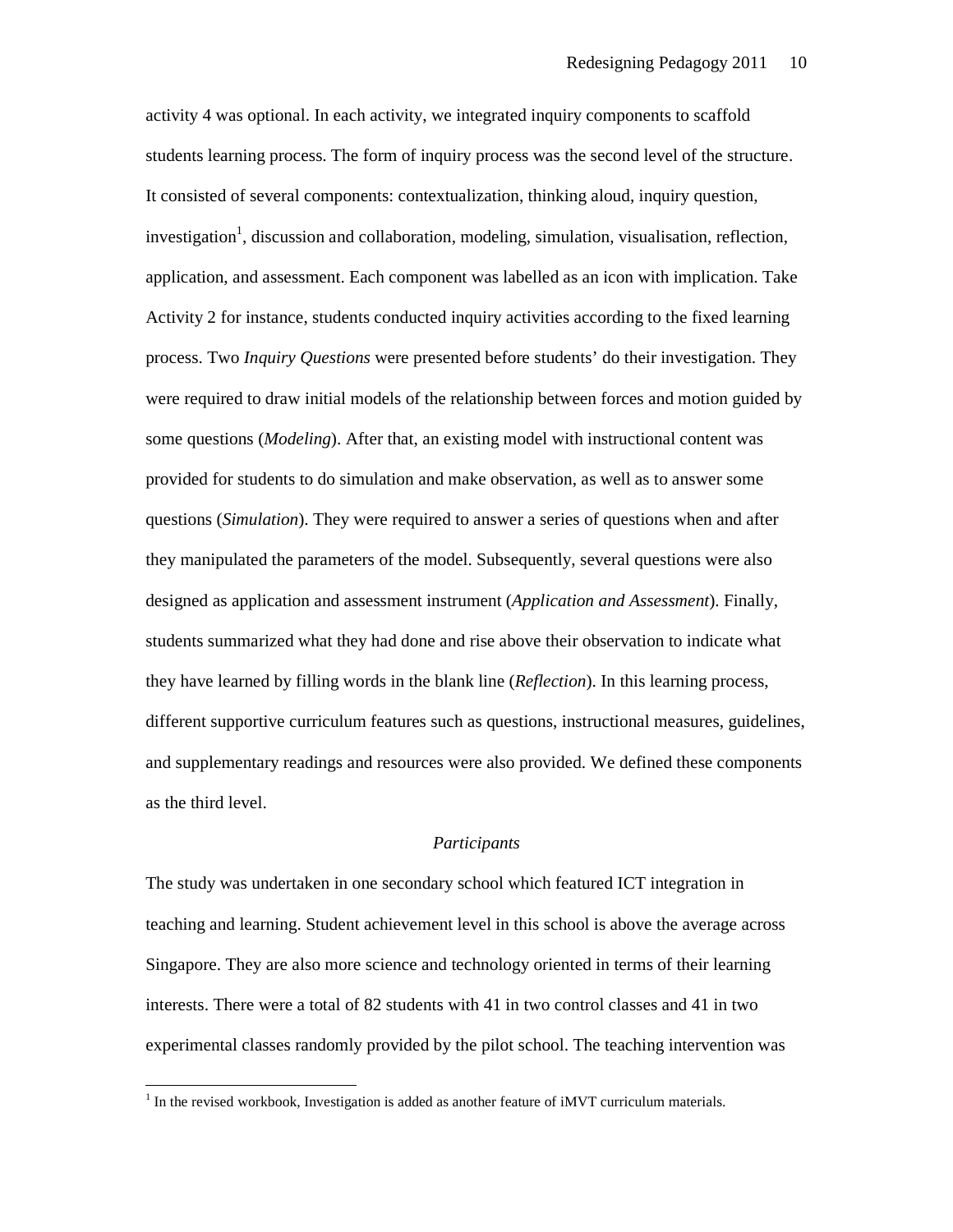activity 4 was optional. In each activity, we integrated inquiry components to scaffold students learning process. The form of inquiry process was the second level of the structure. It consisted of several components: contextualization, thinking aloud, inquiry question, investigation[1], discussion and collaboration, modeling, simulation, visualisation, reflection, application, and assessment. Each component was labelled as an icon with implication. Take Activity 2 for instance, students conducted inquiry activities according to the fixed learning process. Two *Inquiry Questions* were presented before students' do their investigation. They were required to draw initial models of the relationship between forces and motion guided by some questions (*Modeling*). After that, an existing model with instructional content was provided for students to do simulation and make observation, as well as to answer some questions (*Simulation*). They were required to answer a series of questions when and after they manipulated the parameters of the model. Subsequently, several questions were also designed as application and assessment instrument (*Application and Assessment*). Finally, students summarized what they had done and rise above their observation to indicate what they have learned by filling words in the blank line (*Reflection*). In this learning process, different supportive curriculum features such as questions, instructional measures, guidelines, and supplementary readings and resources were also provided. We defined these components as the third level.

### *Participants*

The study was undertaken in one secondary school which featured ICT integration in teaching and learning. Student achievement level in this school is above the average across Singapore. They are also more science and technology oriented in terms of their learning interests. There were a total of 82 students with 41 in two control classes and 41 in two experimental classes randomly provided by the pilot school. The teaching intervention was

[1] In the revised workbook, Investigation is added as another feature of iMVT curriculum materials.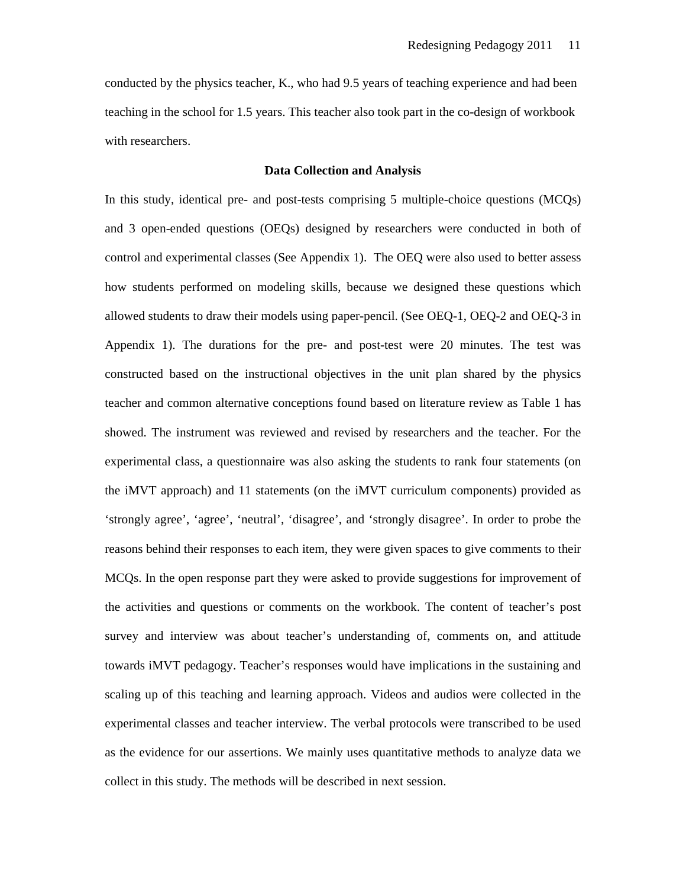conducted by the physics teacher, K., who had 9.5 years of teaching experience and had been teaching in the school for 1.5 years. This teacher also took part in the co-design of workbook with researchers.

## Data Collection and Analysis

In this study, identical pre- and post-tests comprising 5 multiple-choice questions (MCQs) and 3 open-ended questions (OEQs) designed by researchers were conducted in both of control and experimental classes (See Appendix 1). The OEQ were also used to better assess how students performed on modeling skills, because we designed these questions which allowed students to draw their models using paper-pencil. (See OEQ-1, OEQ-2 and OEQ-3 in Appendix 1). The durations for the pre- and post-test were 20 minutes. The test was constructed based on the instructional objectives in the unit plan shared by the physics teacher and common alternative conceptions found based on literature review as Table 1 has showed. The instrument was reviewed and revised by researchers and the teacher. For the experimental class, a questionnaire was also asking the students to rank four statements (on the iMVT approach) and 11 statements (on the iMVT curriculum components) provided as 'strongly agree', 'agree', 'neutral', 'disagree', and 'strongly disagree'. In order to probe the reasons behind their responses to each item, they were given spaces to give comments to their MCQs. In the open response part they were asked to provide suggestions for improvement of the activities and questions or comments on the workbook. The content of teacher's post survey and interview was about teacher's understanding of, comments on, and attitude towards iMVT pedagogy. Teacher's responses would have implications in the sustaining and scaling up of this teaching and learning approach. Videos and audios were collected in the experimental classes and teacher interview. The verbal protocols were transcribed to be used as the evidence for our assertions. We mainly uses quantitative methods to analyze data we collect in this study. The methods will be described in next session.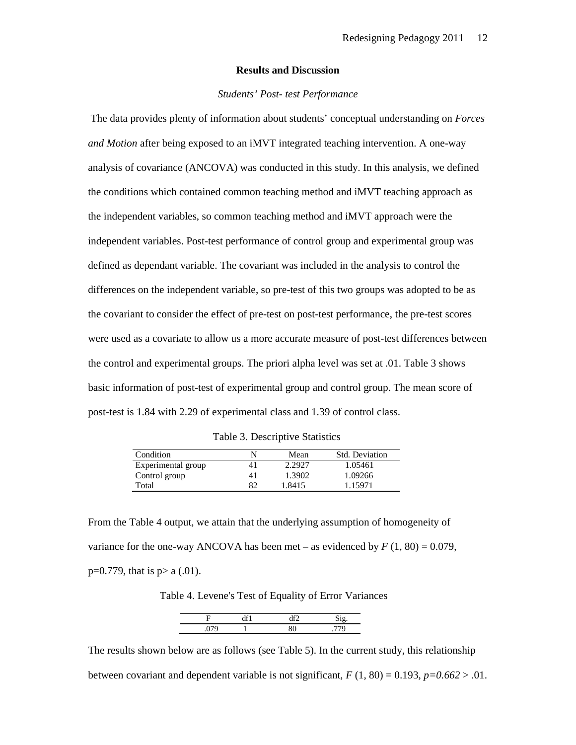## Results and Discussion

### *Students' Post- test Performance*

The data provides plenty of information about students' conceptual understanding on *Forces and Motion* after being exposed to an iMVT integrated teaching intervention. A one-way analysis of covariance (ANCOVA) was conducted in this study. In this analysis, we defined the conditions which contained common teaching method and iMVT teaching approach as the independent variables, so common teaching method and iMVT approach were the independent variables. Post-test performance of control group and experimental group was defined as dependant variable. The covariant was included in the analysis to control the differences on the independent variable, so pre-test of this two groups was adopted to be as the covariant to consider the effect of pre-test on post-test performance, the pre-test scores were used as a covariate to allow us a more accurate measure of post-test differences between the control and experimental groups. The priori alpha level was set at .01. Table 3 shows basic information of post-test of experimental group and control group. The mean score of post-test is 1.84 with 2.29 of experimental class and 1.39 of control class.

Table 3. Descriptive Statistics

| Condition | N | Mean | Std. Deviation |
|---|---|---|---|
| Experimental group | 41 | 2.2927 | 1.05461 |
| Control group | 41 | 1.3902 | 1.09266 |
| Total | 82 | 1.8415 | 1.15971 |

From the Table 4 output, we attain that the underlying assumption of homogeneity of variance for the one-way ANCOVA has been met – as evidenced by $F$ (1, 80) = 0.079, p=0.779, that is p> a (.01).

Table 4. Levene's Test of Equality of Error Variances

| F | df1 | df2 | Sig. |
|---|---|---|---|
| .079 | 1 | 80 | .779 |

The results shown below are as follows (see Table 5). In the current study, this relationship between covariant and dependent variable is not significant, $F$ (1, 80) = 0.193, $p=0.662$ > .01.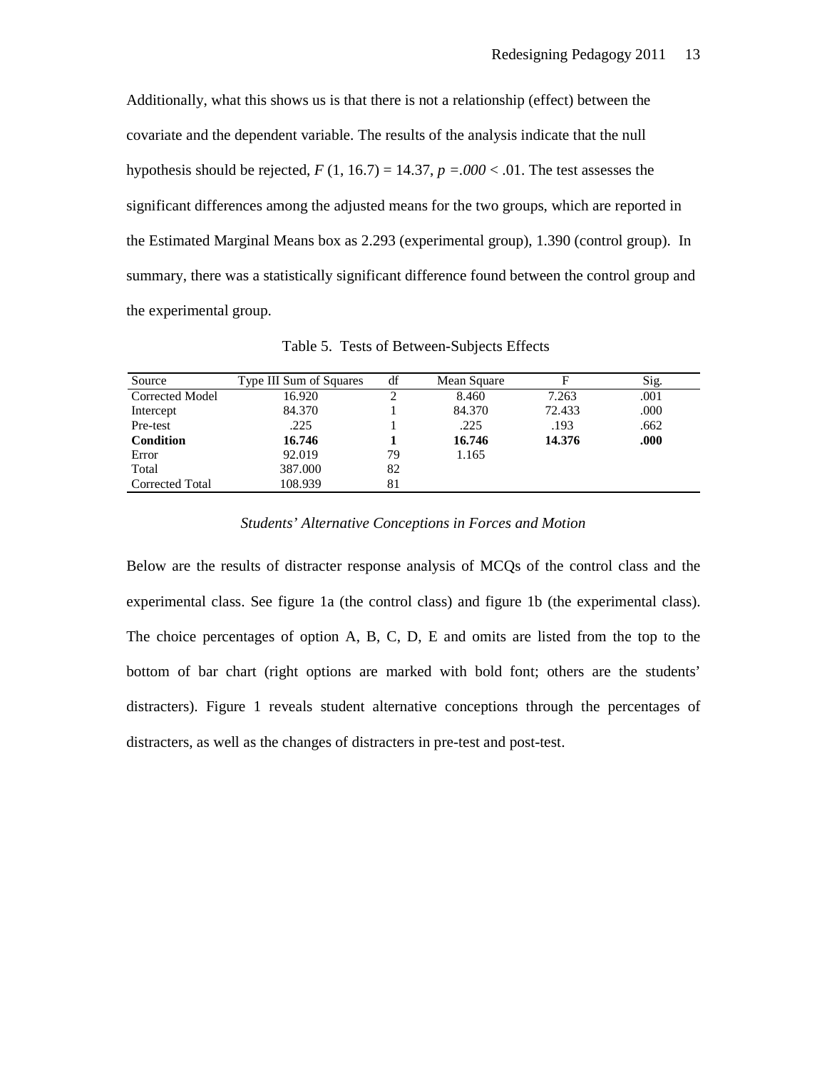Additionally, what this shows us is that there is not a relationship (effect) between the covariate and the dependent variable. The results of the analysis indicate that the null hypothesis should be rejected, $F$ (1, 16.7) = 14.37, $p$ =*.000* < .01. The test assesses the significant differences among the adjusted means for the two groups, which are reported in the Estimated Marginal Means box as 2.293 (experimental group), 1.390 (control group). In summary, there was a statistically significant difference found between the control group and the experimental group.

Table 5. Tests of Between-Subjects Effects

| Source | Type III Sum of Squares | df | Mean Square | F | Sig. |
|---|---|---|---|---|---|
| Corrected Model | 16.920 | 2 | 8.460 | 7.263 | .001 |
| Intercept | 84.370 | 1 | 84.370 | 72.433 | .000 |
| Pre-test | .225 | 1 | .225 | .193 | .662 |
| **Condition** | **16.746** | **1** | **16.746** | **14.376** | **.000** |
| Error | 92.019 | 79 | 1.165 | | |
| Total | 387.000 | 82 | | | |
| Corrected Total | 108.939 | 81 | | | |

### *Students' Alternative Conceptions in Forces and Motion*

Below are the results of distracter response analysis of MCQs of the control class and the experimental class. See figure 1a (the control class) and figure 1b (the experimental class). The choice percentages of option A, B, C, D, E and omits are listed from the top to the bottom of bar chart (right options are marked with bold font; others are the students' distracters). Figure 1 reveals student alternative conceptions through the percentages of distracters, as well as the changes of distracters in pre-test and post-test.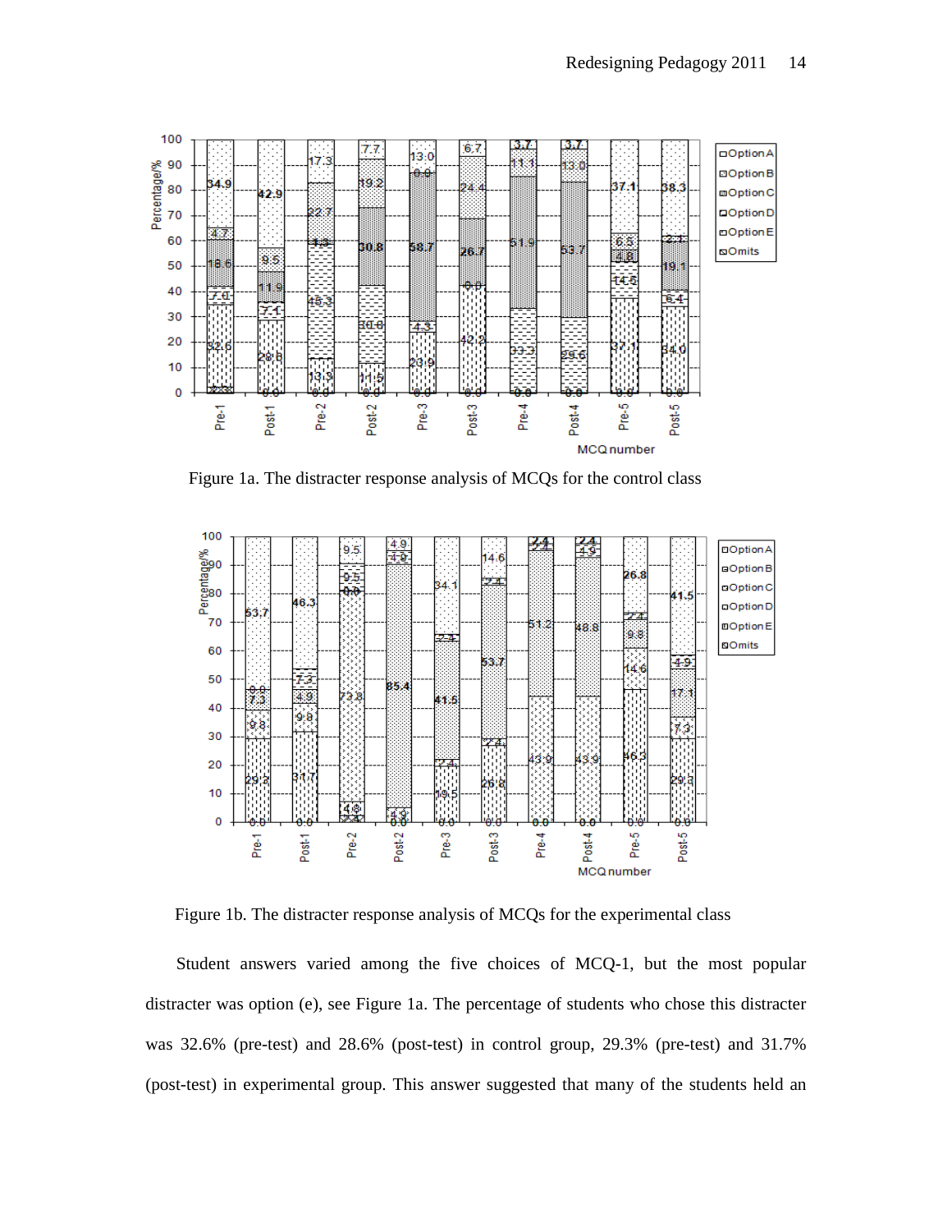Figure 1a. The distracter response analysis of MCQs for the control class

Figure 1b. The distracter response analysis of MCQs for the experimental class

Student answers varied among the five choices of MCQ-1, but the most popular distracter was option (e), see Figure 1a. The percentage of students who chose this distracter was 32.6% (pre-test) and 28.6% (post-test) in control group, 29.3% (pre-test) and 31.7% (post-test) in experimental group. This answer suggested that many of the students held an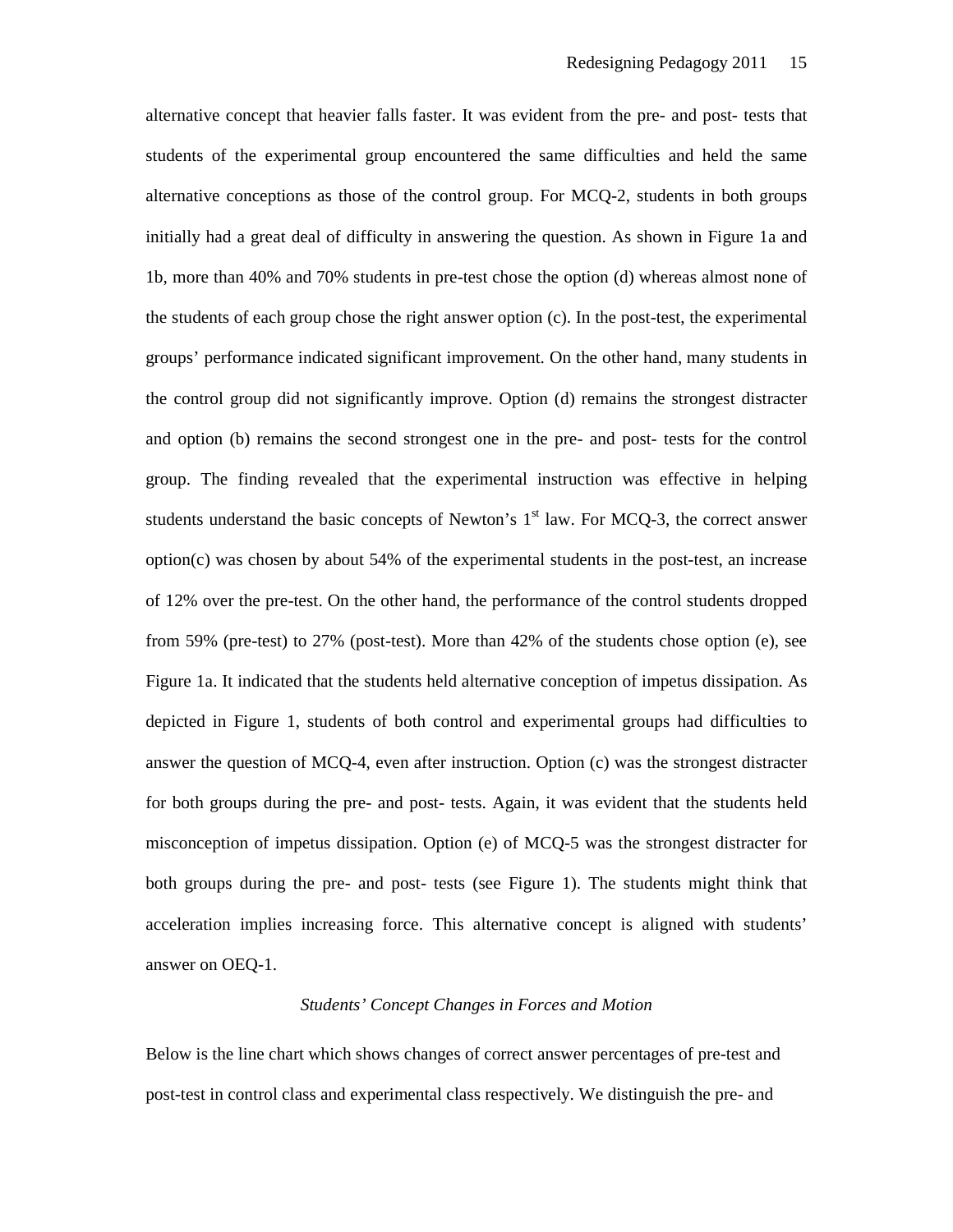alternative concept that heavier falls faster. It was evident from the pre- and post- tests that students of the experimental group encountered the same difficulties and held the same alternative conceptions as those of the control group. For MCQ-2, students in both groups initially had a great deal of difficulty in answering the question. As shown in Figure 1a and 1b, more than 40% and 70% students in pre-test chose the option (d) whereas almost none of the students of each group chose the right answer option (c). In the post-test, the experimental groups' performance indicated significant improvement. On the other hand, many students in the control group did not significantly improve. Option (d) remains the strongest distracter and option (b) remains the second strongest one in the pre- and post- tests for the control group. The finding revealed that the experimental instruction was effective in helping students understand the basic concepts of Newton's 1st law. For MCQ-3, the correct answer option(c) was chosen by about 54% of the experimental students in the post-test, an increase of 12% over the pre-test. On the other hand, the performance of the control students dropped from 59% (pre-test) to 27% (post-test). More than 42% of the students chose option (e), see Figure 1a. It indicated that the students held alternative conception of impetus dissipation. As depicted in Figure 1, students of both control and experimental groups had difficulties to answer the question of MCQ-4, even after instruction. Option (c) was the strongest distracter for both groups during the pre- and post- tests. Again, it was evident that the students held misconception of impetus dissipation. Option (e) of MCQ-5 was the strongest distracter for both groups during the pre- and post- tests (see Figure 1). The students might think that acceleration implies increasing force. This alternative concept is aligned with students' answer on OEQ-1.

### *Students' Concept Changes in Forces and Motion*

Below is the line chart which shows changes of correct answer percentages of pre-test and post-test in control class and experimental class respectively. We distinguish the pre- and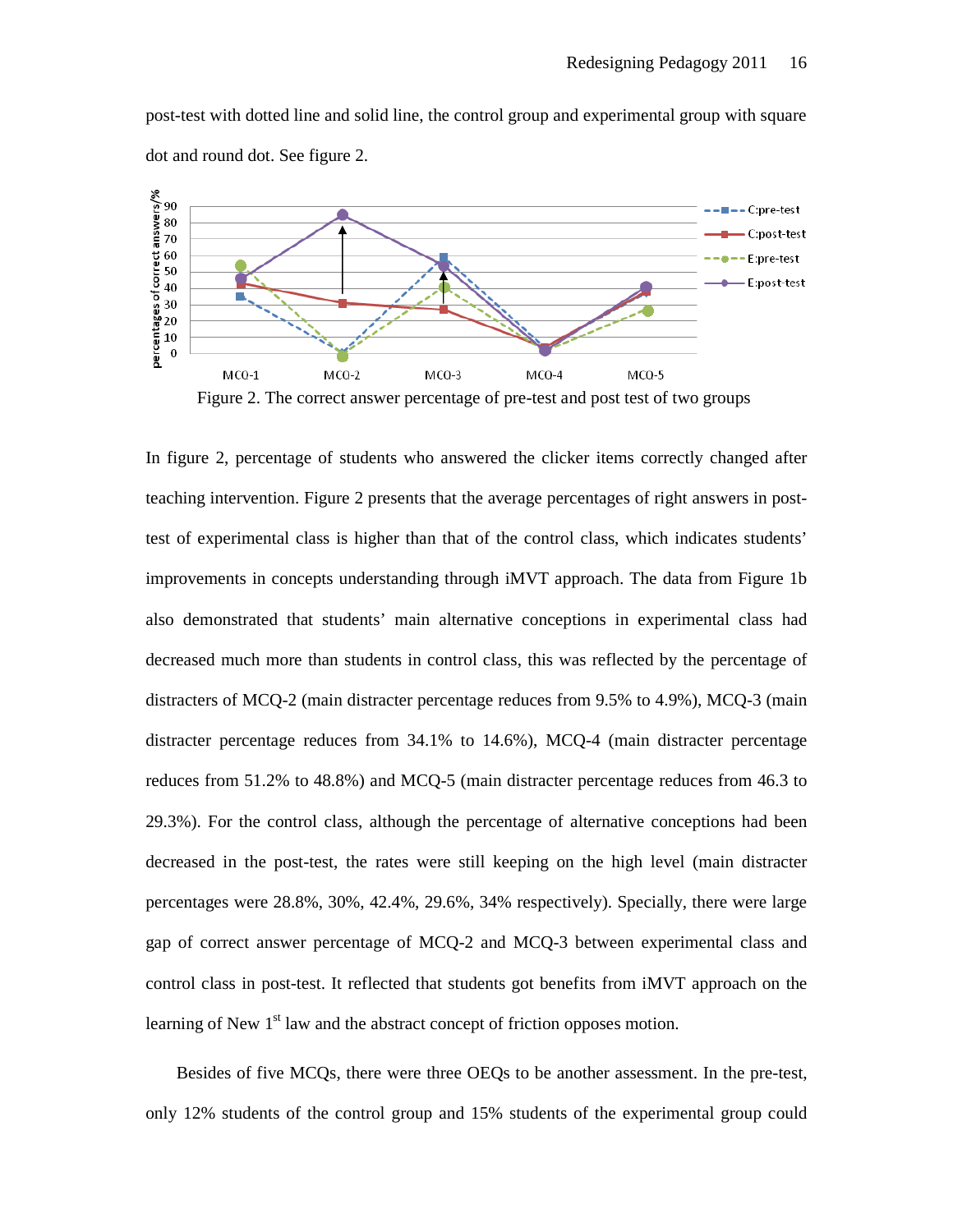post-test with dotted line and solid line, the control group and experimental group with square dot and round dot. See figure 2.

Figure 2. The correct answer percentage of pre-test and post test of two groups

In figure 2, percentage of students who answered the clicker items correctly changed after teaching intervention. Figure 2 presents that the average percentages of right answers in post-test of experimental class is higher than that of the control class, which indicates students' improvements in concepts understanding through iMVT approach. The data from Figure 1b also demonstrated that students' main alternative conceptions in experimental class had decreased much more than students in control class, this was reflected by the percentage of distracters of MCQ-2 (main distracter percentage reduces from 9.5% to 4.9%), MCQ-3 (main distracter percentage reduces from 34.1% to 14.6%), MCQ-4 (main distracter percentage reduces from 51.2% to 48.8%) and MCQ-5 (main distracter percentage reduces from 46.3 to 29.3%). For the control class, although the percentage of alternative conceptions had been decreased in the post-test, the rates were still keeping on the high level (main distracter percentages were 28.8%, 30%, 42.4%, 29.6%, 34% respectively). Specially, there were large gap of correct answer percentage of MCQ-2 and MCQ-3 between experimental class and control class in post-test. It reflected that students got benefits from iMVT approach on the learning of New 1st law and the abstract concept of friction opposes motion.

Besides of five MCQs, there were three OEQs to be another assessment. In the pre-test, only 12% students of the control group and 15% students of the experimental group could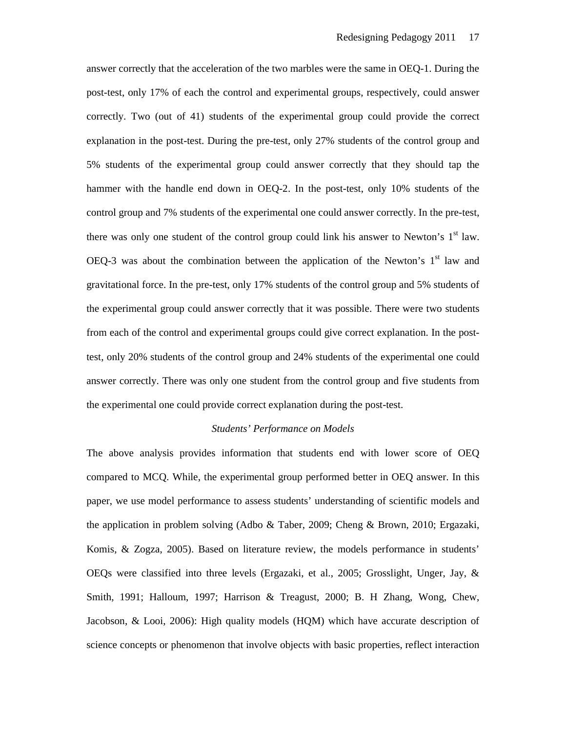answer correctly that the acceleration of the two marbles were the same in OEQ-1. During the post-test, only 17% of each the control and experimental groups, respectively, could answer correctly. Two (out of 41) students of the experimental group could provide the correct explanation in the post-test. During the pre-test, only 27% students of the control group and 5% students of the experimental group could answer correctly that they should tap the hammer with the handle end down in OEQ-2. In the post-test, only 10% students of the control group and 7% students of the experimental one could answer correctly. In the pre-test, there was only one student of the control group could link his answer to Newton's 1st law. OEQ-3 was about the combination between the application of the Newton's 1st law and gravitational force. In the pre-test, only 17% students of the control group and 5% students of the experimental group could answer correctly that it was possible. There were two students from each of the control and experimental groups could give correct explanation. In the post-test, only 20% students of the control group and 24% students of the experimental one could answer correctly. There was only one student from the control group and five students from the experimental one could provide correct explanation during the post-test.

### *Students' Performance on Models*

The above analysis provides information that students end with lower score of OEQ compared to MCQ. While, the experimental group performed better in OEQ answer. In this paper, we use model performance to assess students' understanding of scientific models and the application in problem solving (Adbo & Taber, 2009; Cheng & Brown, 2010; Ergazaki, Komis, & Zogza, 2005). Based on literature review, the models performance in students' OEQs were classified into three levels (Ergazaki, et al., 2005; Grosslight, Unger, Jay, & Smith, 1991; Halloum, 1997; Harrison & Treagust, 2000; B. H Zhang, Wong, Chew, Jacobson, & Looi, 2006): High quality models (HQM) which have accurate description of science concepts or phenomenon that involve objects with basic properties, reflect interaction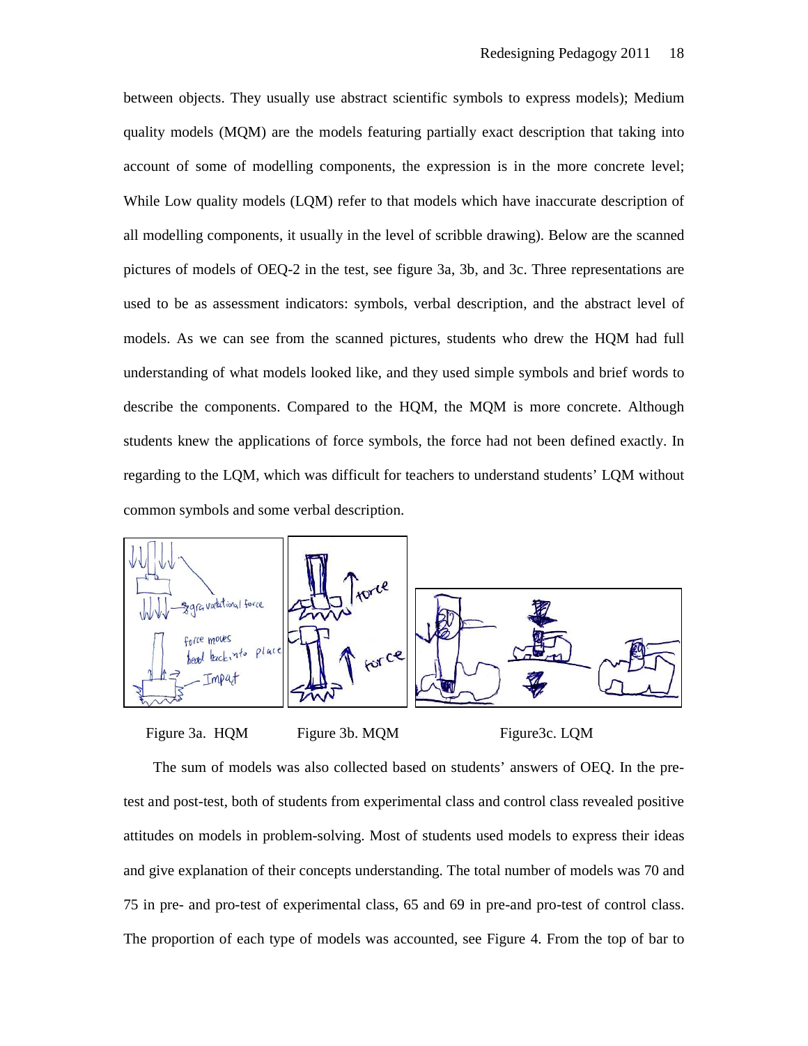between objects. They usually use abstract scientific symbols to express models); Medium quality models (MQM) are the models featuring partially exact description that taking into account of some of modelling components, the expression is in the more concrete level; While Low quality models (LQM) refer to that models which have inaccurate description of all modelling components, it usually in the level of scribble drawing). Below are the scanned pictures of models of OEQ-2 in the test, see figure 3a, 3b, and 3c. Three representations are used to be as assessment indicators: symbols, verbal description, and the abstract level of models. As we can see from the scanned pictures, students who drew the HQM had full understanding of what models looked like, and they used simple symbols and brief words to describe the components. Compared to the HQM, the MQM is more concrete. Although students knew the applications of force symbols, the force had not been defined exactly. In regarding to the LQM, which was difficult for teachers to understand students' LQM without common symbols and some verbal description.

Figure 3a. HQM Figure 3b. MQM Figure3c. LQM

The sum of models was also collected based on students' answers of OEQ. In the pre-test and post-test, both of students from experimental class and control class revealed positive attitudes on models in problem-solving. Most of students used models to express their ideas and give explanation of their concepts understanding. The total number of models was 70 and 75 in pre- and pro-test of experimental class, 65 and 69 in pre-and pro-test of control class. The proportion of each type of models was accounted, see Figure 4. From the top of bar to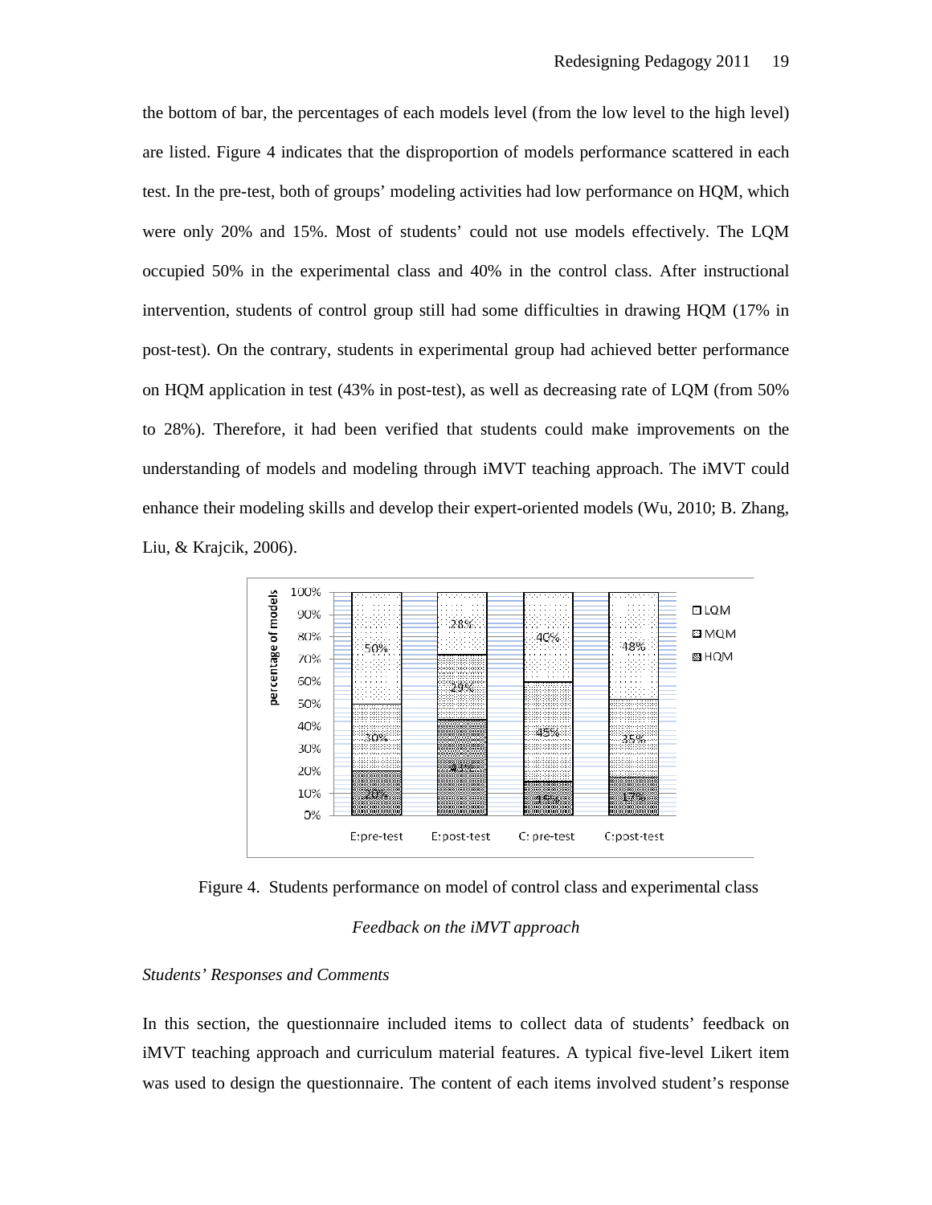the bottom of bar, the percentages of each models level (from the low level to the high level) are listed. Figure 4 indicates that the disproportion of models performance scattered in each test. In the pre-test, both of groups' modeling activities had low performance on HQM, which were only 20% and 15%. Most of students' could not use models effectively. The LQM occupied 50% in the experimental class and 40% in the control class. After instructional intervention, students of control group still had some difficulties in drawing HQM (17% in post-test). On the contrary, students in experimental group had achieved better performance on HQM application in test (43% in post-test), as well as decreasing rate of LQM (from 50% to 28%). Therefore, it had been verified that students could make improvements on the understanding of models and modeling through iMVT teaching approach. The iMVT could enhance their modeling skills and develop their expert-oriented models (Wu, 2010; B. Zhang, Liu, & Krajcik, 2006).

| | E:pre-test | E:post-test | C: pre-test | C:post-test |
|---|---|---|---|---|
| LQM | 50% | 28% | 40% | 48% |
| MQM | 30% | 29% | 45% | 35% |
| HQM | 20% | 43% | 15% | 17% |

Figure 4. Students performance on model of control class and experimental class

## *Feedback on the iMVT approach*

### *Students' Responses and Comments*

In this section, the questionnaire included items to collect data of students' feedback on iMVT teaching approach and curriculum material features. A typical five-level Likert item was used to design the questionnaire. The content of each items involved student's response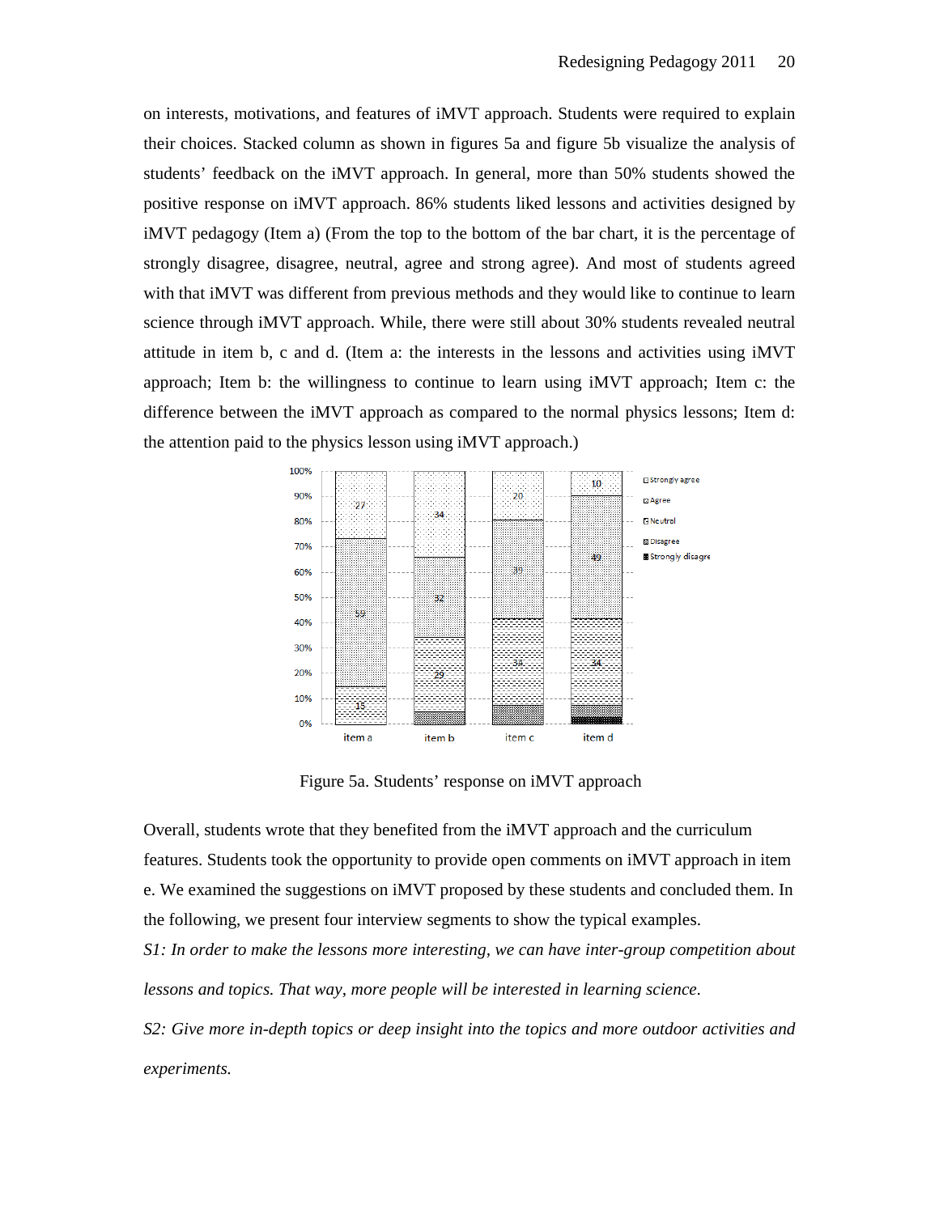on interests, motivations, and features of iMVT approach. Students were required to explain their choices. Stacked column as shown in figures 5a and figure 5b visualize the analysis of students' feedback on the iMVT approach. In general, more than 50% students showed the positive response on iMVT approach. 86% students liked lessons and activities designed by iMVT pedagogy (Item a) (From the top to the bottom of the bar chart, it is the percentage of strongly disagree, disagree, neutral, agree and strong agree). And most of students agreed with that iMVT was different from previous methods and they would like to continue to learn science through iMVT approach. While, there were still about 30% students revealed neutral attitude in item b, c and d. (Item a: the interests in the lessons and activities using iMVT approach; Item b: the willingness to continue to learn using iMVT approach; Item c: the difference between the iMVT approach as compared to the normal physics lessons; Item d: the attention paid to the physics lesson using iMVT approach.)

Figure 5a. Students' response on iMVT approach

Overall, students wrote that they benefited from the iMVT approach and the curriculum features. Students took the opportunity to provide open comments on iMVT approach in item e. We examined the suggestions on iMVT proposed by these students and concluded them. In the following, we present four interview segments to show the typical examples.

*S1: In order to make the lessons more interesting, we can have inter-group competition about lessons and topics. That way, more people will be interested in learning science.*

*S2: Give more in-depth topics or deep insight into the topics and more outdoor activities and experiments.*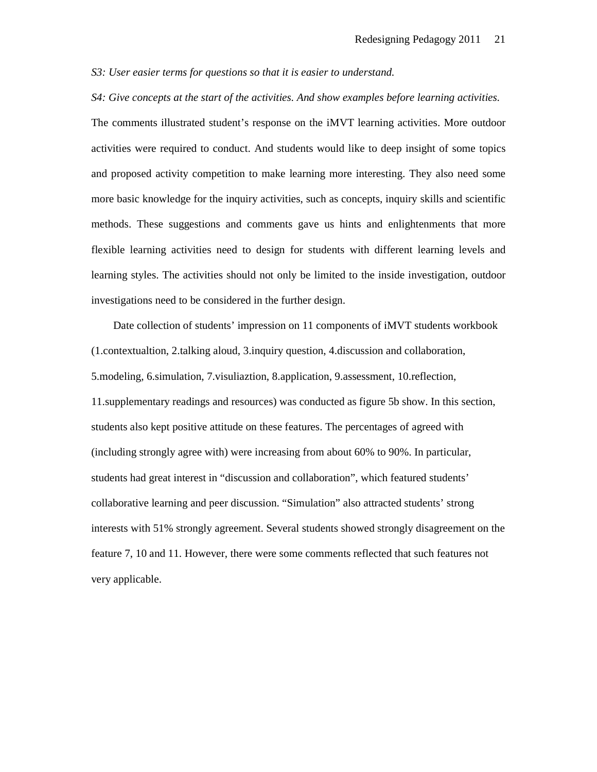*S3: User easier terms for questions so that it is easier to understand.*

*S4: Give concepts at the start of the activities. And show examples before learning activities.*

The comments illustrated student's response on the iMVT learning activities. More outdoor activities were required to conduct. And students would like to deep insight of some topics and proposed activity competition to make learning more interesting. They also need some more basic knowledge for the inquiry activities, such as concepts, inquiry skills and scientific methods. These suggestions and comments gave us hints and enlightenments that more flexible learning activities need to design for students with different learning levels and learning styles. The activities should not only be limited to the inside investigation, outdoor investigations need to be considered in the further design.

Date collection of students' impression on 11 components of iMVT students workbook (1.contextualtion, 2.talking aloud, 3.inquiry question, 4.discussion and collaboration, 5.modeling, 6.simulation, 7.visuliaztion, 8.application, 9.assessment, 10.reflection, 11.supplementary readings and resources) was conducted as figure 5b show. In this section, students also kept positive attitude on these features. The percentages of agreed with (including strongly agree with) were increasing from about 60% to 90%. In particular, students had great interest in "discussion and collaboration", which featured students' collaborative learning and peer discussion. "Simulation" also attracted students' strong interests with 51% strongly agreement. Several students showed strongly disagreement on the feature 7, 10 and 11. However, there were some comments reflected that such features not very applicable.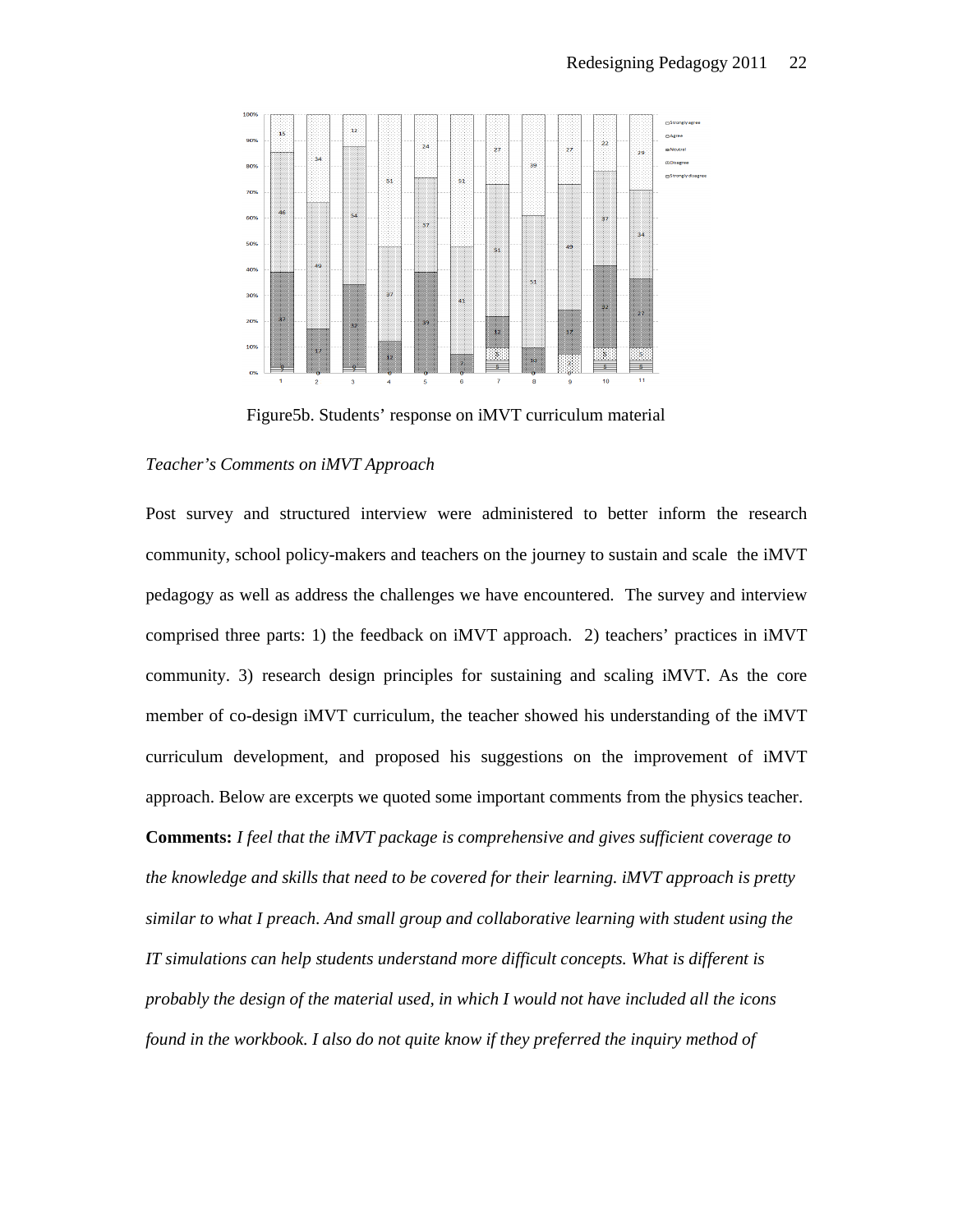Figure5b. Students' response on iMVT curriculum material

*Teacher's Comments on iMVT Approach*

Post survey and structured interview were administered to better inform the research community, school policy-makers and teachers on the journey to sustain and scale the iMVT pedagogy as well as address the challenges we have encountered. The survey and interview comprised three parts: 1) the feedback on iMVT approach. 2) teachers' practices in iMVT community. 3) research design principles for sustaining and scaling iMVT. As the core member of co-design iMVT curriculum, the teacher showed his understanding of the iMVT curriculum development, and proposed his suggestions on the improvement of iMVT approach. Below are excerpts we quoted some important comments from the physics teacher.

**Comments:** *I feel that the iMVT package is comprehensive and gives sufficient coverage to the knowledge and skills that need to be covered for their learning. iMVT approach is pretty similar to what I preach. And small group and collaborative learning with student using the IT simulations can help students understand more difficult concepts. What is different is probably the design of the material used, in which I would not have included all the icons found in the workbook. I also do not quite know if they preferred the inquiry method of*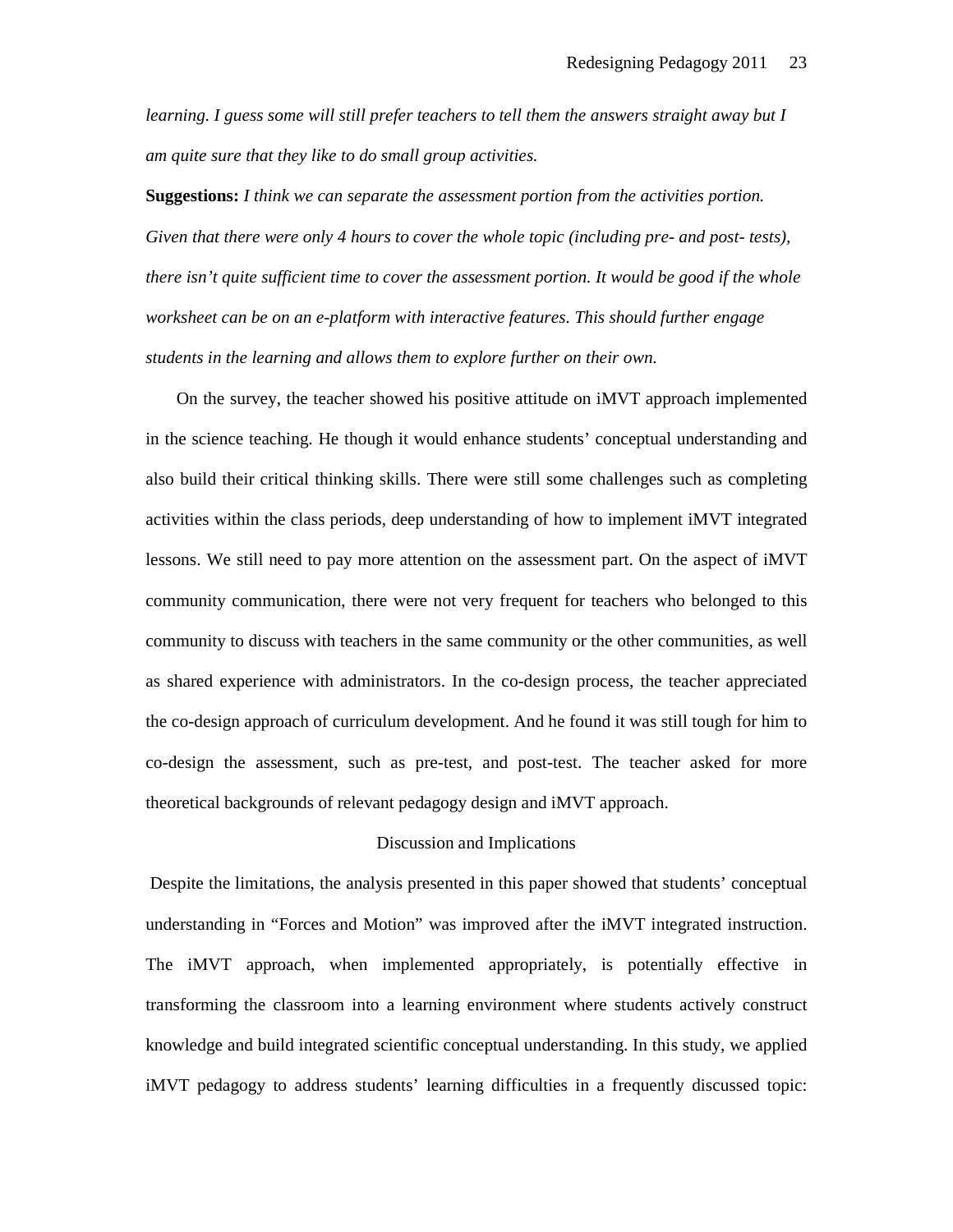*learning. I guess some will still prefer teachers to tell them the answers straight away but I am quite sure that they like to do small group activities.*

**Suggestions:** *I think we can separate the assessment portion from the activities portion. Given that there were only 4 hours to cover the whole topic (including pre- and post- tests), there isn't quite sufficient time to cover the assessment portion. It would be good if the whole worksheet can be on an e-platform with interactive features. This should further engage students in the learning and allows them to explore further on their own.*

On the survey, the teacher showed his positive attitude on iMVT approach implemented in the science teaching. He though it would enhance students' conceptual understanding and also build their critical thinking skills. There were still some challenges such as completing activities within the class periods, deep understanding of how to implement iMVT integrated lessons. We still need to pay more attention on the assessment part. On the aspect of iMVT community communication, there were not very frequent for teachers who belonged to this community to discuss with teachers in the same community or the other communities, as well as shared experience with administrators. In the co-design process, the teacher appreciated the co-design approach of curriculum development. And he found it was still tough for him to co-design the assessment, such as pre-test, and post-test. The teacher asked for more theoretical backgrounds of relevant pedagogy design and iMVT approach.

## Discussion and Implications

Despite the limitations, the analysis presented in this paper showed that students' conceptual understanding in "Forces and Motion" was improved after the iMVT integrated instruction. The iMVT approach, when implemented appropriately, is potentially effective in transforming the classroom into a learning environment where students actively construct knowledge and build integrated scientific conceptual understanding. In this study, we applied iMVT pedagogy to address students' learning difficulties in a frequently discussed topic: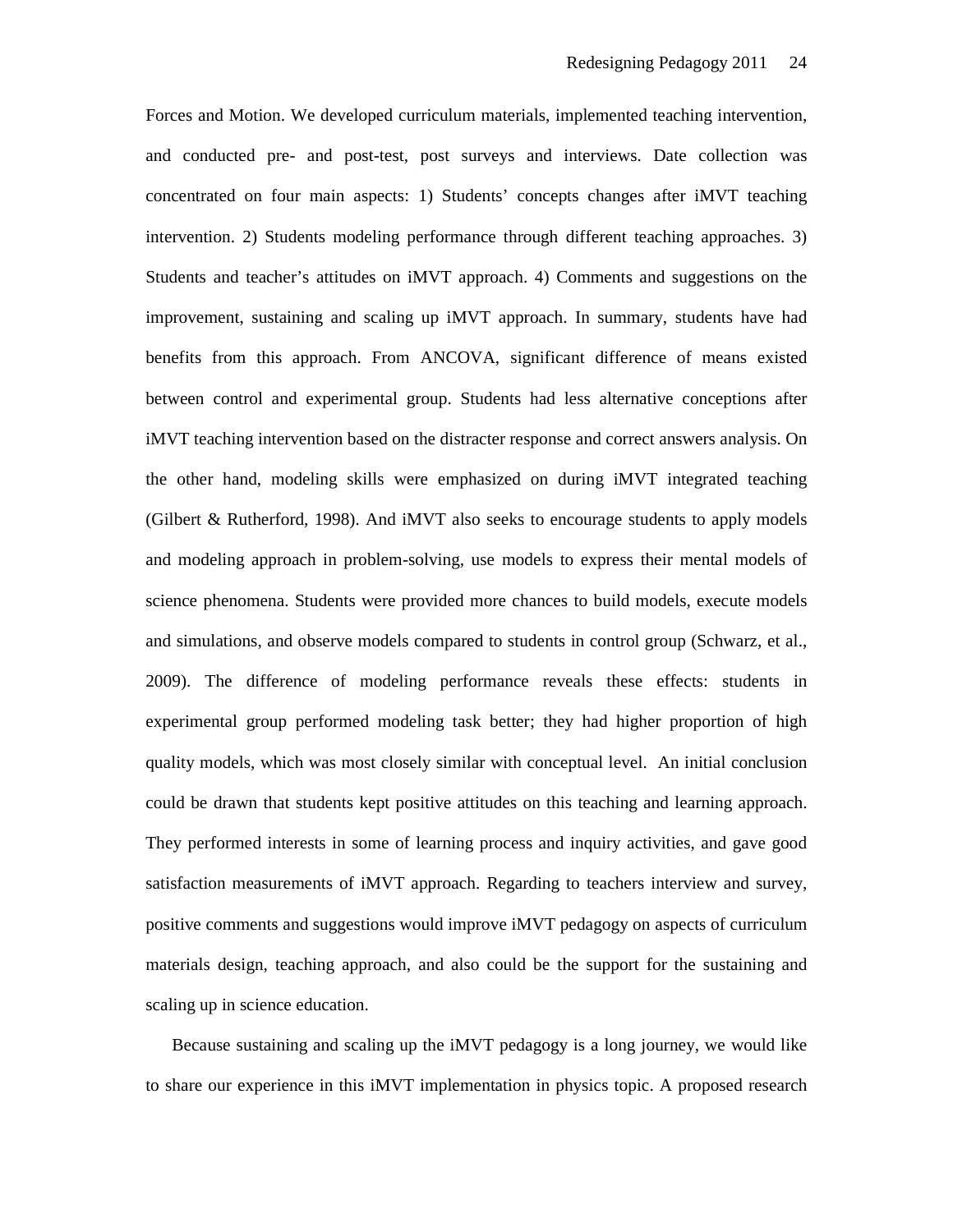Forces and Motion. We developed curriculum materials, implemented teaching intervention, and conducted pre- and post-test, post surveys and interviews. Date collection was concentrated on four main aspects: 1) Students' concepts changes after iMVT teaching intervention. 2) Students modeling performance through different teaching approaches. 3) Students and teacher's attitudes on iMVT approach. 4) Comments and suggestions on the improvement, sustaining and scaling up iMVT approach. In summary, students have had benefits from this approach. From ANCOVA, significant difference of means existed between control and experimental group. Students had less alternative conceptions after iMVT teaching intervention based on the distracter response and correct answers analysis. On the other hand, modeling skills were emphasized on during iMVT integrated teaching (Gilbert & Rutherford, 1998). And iMVT also seeks to encourage students to apply models and modeling approach in problem-solving, use models to express their mental models of science phenomena. Students were provided more chances to build models, execute models and simulations, and observe models compared to students in control group (Schwarz, et al., 2009). The difference of modeling performance reveals these effects: students in experimental group performed modeling task better; they had higher proportion of high quality models, which was most closely similar with conceptual level. An initial conclusion could be drawn that students kept positive attitudes on this teaching and learning approach. They performed interests in some of learning process and inquiry activities, and gave good satisfaction measurements of iMVT approach. Regarding to teachers interview and survey, positive comments and suggestions would improve iMVT pedagogy on aspects of curriculum materials design, teaching approach, and also could be the support for the sustaining and scaling up in science education.

Because sustaining and scaling up the iMVT pedagogy is a long journey, we would like to share our experience in this iMVT implementation in physics topic. A proposed research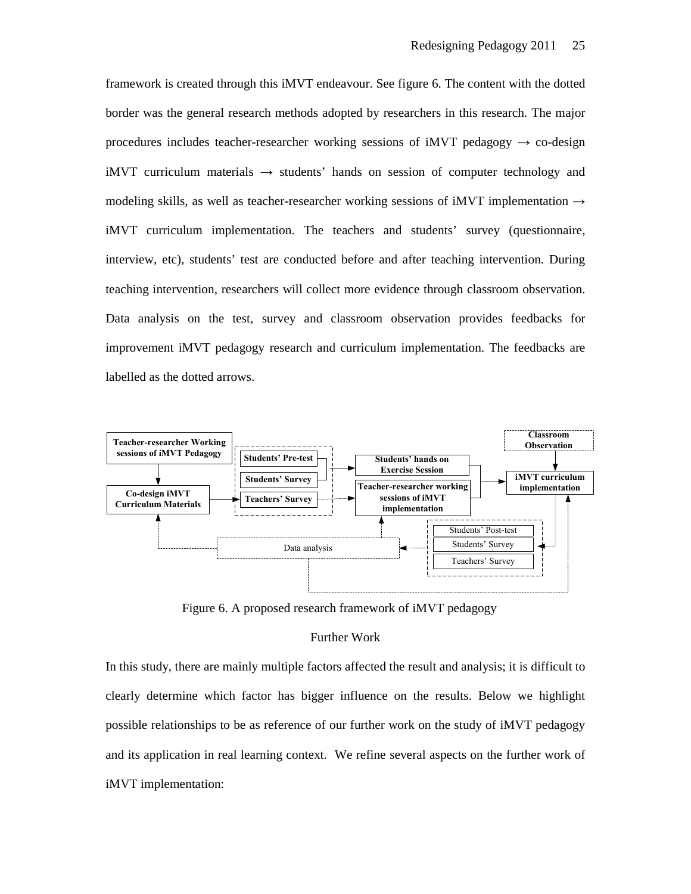framework is created through this iMVT endeavour. See figure 6. The content with the dotted border was the general research methods adopted by researchers in this research. The major procedures includes teacher-researcher working sessions of iMVT pedagogy → co-design iMVT curriculum materials → students' hands on session of computer technology and modeling skills, as well as teacher-researcher working sessions of iMVT implementation → iMVT curriculum implementation. The teachers and students' survey (questionnaire, interview, etc), students' test are conducted before and after teaching intervention. During teaching intervention, researchers will collect more evidence through classroom observation. Data analysis on the test, survey and classroom observation provides feedbacks for improvement iMVT pedagogy research and curriculum implementation. The feedbacks are labelled as the dotted arrows.

Figure 6. A proposed research framework of iMVT pedagogy

## Further Work

In this study, there are mainly multiple factors affected the result and analysis; it is difficult to clearly determine which factor has bigger influence on the results. Below we highlight possible relationships to be as reference of our further work on the study of iMVT pedagogy and its application in real learning context. We refine several aspects on the further work of iMVT implementation: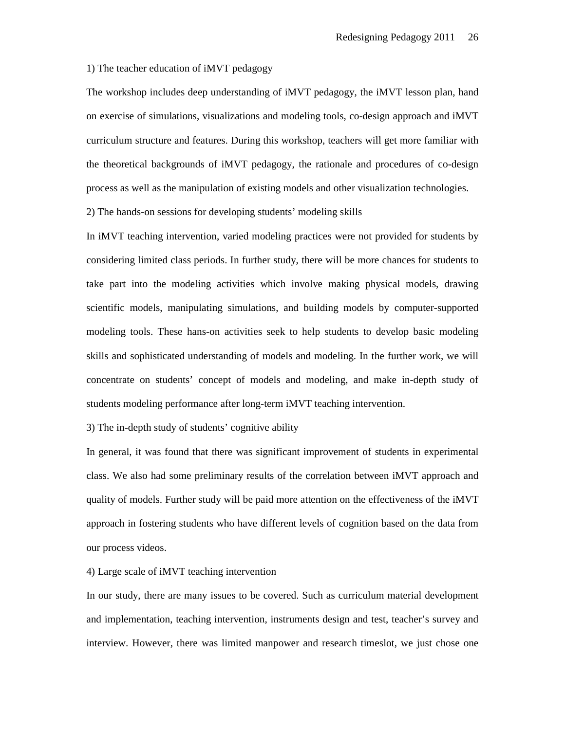1) The teacher education of iMVT pedagogy

The workshop includes deep understanding of iMVT pedagogy, the iMVT lesson plan, hand on exercise of simulations, visualizations and modeling tools, co-design approach and iMVT curriculum structure and features. During this workshop, teachers will get more familiar with the theoretical backgrounds of iMVT pedagogy, the rationale and procedures of co-design process as well as the manipulation of existing models and other visualization technologies.

2) The hands-on sessions for developing students' modeling skills

In iMVT teaching intervention, varied modeling practices were not provided for students by considering limited class periods. In further study, there will be more chances for students to take part into the modeling activities which involve making physical models, drawing scientific models, manipulating simulations, and building models by computer-supported modeling tools. These hans-on activities seek to help students to develop basic modeling skills and sophisticated understanding of models and modeling. In the further work, we will concentrate on students' concept of models and modeling, and make in-depth study of students modeling performance after long-term iMVT teaching intervention.

3) The in-depth study of students' cognitive ability

In general, it was found that there was significant improvement of students in experimental class. We also had some preliminary results of the correlation between iMVT approach and quality of models. Further study will be paid more attention on the effectiveness of the iMVT approach in fostering students who have different levels of cognition based on the data from our process videos.

4) Large scale of iMVT teaching intervention

In our study, there are many issues to be covered. Such as curriculum material development and implementation, teaching intervention, instruments design and test, teacher's survey and interview. However, there was limited manpower and research timeslot, we just chose one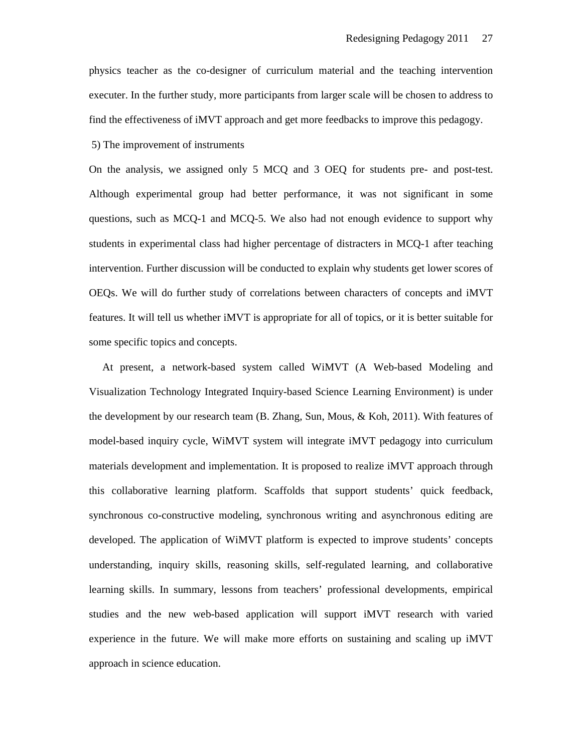physics teacher as the co-designer of curriculum material and the teaching intervention executer. In the further study, more participants from larger scale will be chosen to address to find the effectiveness of iMVT approach and get more feedbacks to improve this pedagogy.

5) The improvement of instruments

On the analysis, we assigned only 5 MCQ and 3 OEQ for students pre- and post-test. Although experimental group had better performance, it was not significant in some questions, such as MCQ-1 and MCQ-5. We also had not enough evidence to support why students in experimental class had higher percentage of distracters in MCQ-1 after teaching intervention. Further discussion will be conducted to explain why students get lower scores of OEQs. We will do further study of correlations between characters of concepts and iMVT features. It will tell us whether iMVT is appropriate for all of topics, or it is better suitable for some specific topics and concepts.

At present, a network-based system called WiMVT (A Web-based Modeling and Visualization Technology Integrated Inquiry-based Science Learning Environment) is under the development by our research team (B. Zhang, Sun, Mous, & Koh, 2011). With features of model-based inquiry cycle, WiMVT system will integrate iMVT pedagogy into curriculum materials development and implementation. It is proposed to realize iMVT approach through this collaborative learning platform. Scaffolds that support students' quick feedback, synchronous co-constructive modeling, synchronous writing and asynchronous editing are developed. The application of WiMVT platform is expected to improve students' concepts understanding, inquiry skills, reasoning skills, self-regulated learning, and collaborative learning skills. In summary, lessons from teachers' professional developments, empirical studies and the new web-based application will support iMVT research with varied experience in the future. We will make more efforts on sustaining and scaling up iMVT approach in science education.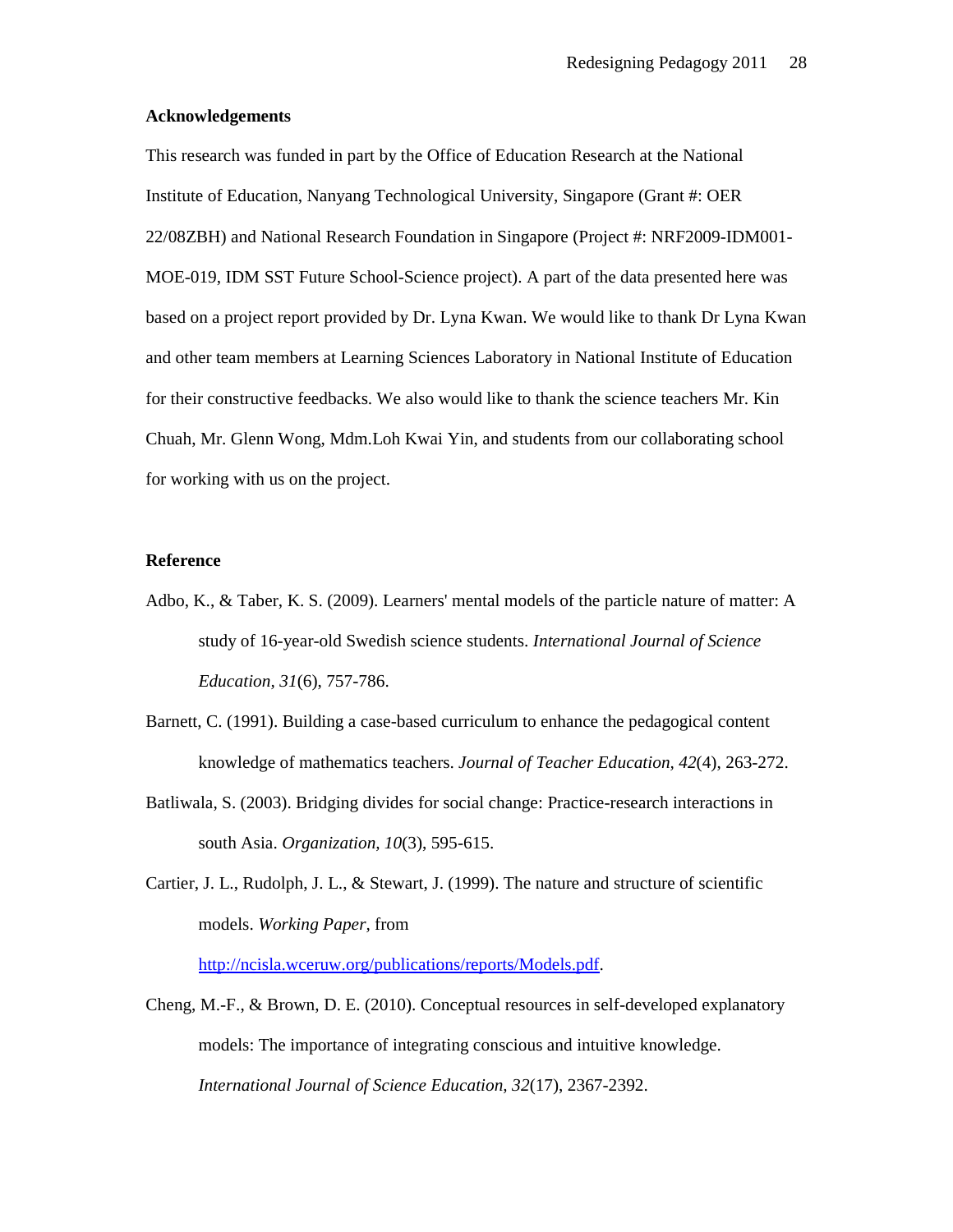**Acknowledgements**

This research was funded in part by the Office of Education Research at the National Institute of Education, Nanyang Technological University, Singapore (Grant #: OER 22/08ZBH) and National Research Foundation in Singapore (Project #: NRF2009-IDM001-MOE-019, IDM SST Future School-Science project). A part of the data presented here was based on a project report provided by Dr. Lyna Kwan. We would like to thank Dr Lyna Kwan and other team members at Learning Sciences Laboratory in National Institute of Education for their constructive feedbacks. We also would like to thank the science teachers Mr. Kin Chuah, Mr. Glenn Wong, Mdm.Loh Kwai Yin, and students from our collaborating school for working with us on the project.

**Reference**

Adbo, K., & Taber, K. S. (2009). Learners' mental models of the particle nature of matter: A study of 16-year-old Swedish science students. *International Journal of Science Education, 31*(6), 757-786.

Barnett, C. (1991). Building a case-based curriculum to enhance the pedagogical content knowledge of mathematics teachers. *Journal of Teacher Education, 42*(4), 263-272.

Batliwala, S. (2003). Bridging divides for social change: Practice-research interactions in south Asia. *Organization, 10*(3), 595-615.

Cartier, J. L., Rudolph, J. L., & Stewart, J. (1999). The nature and structure of scientific models. *Working Paper*, from http://ncisla.wceruw.org/publications/reports/Models.pdf.

Cheng, M.-F., & Brown, D. E. (2010). Conceptual resources in self-developed explanatory models: The importance of integrating conscious and intuitive knowledge. *International Journal of Science Education, 32*(17), 2367-2392.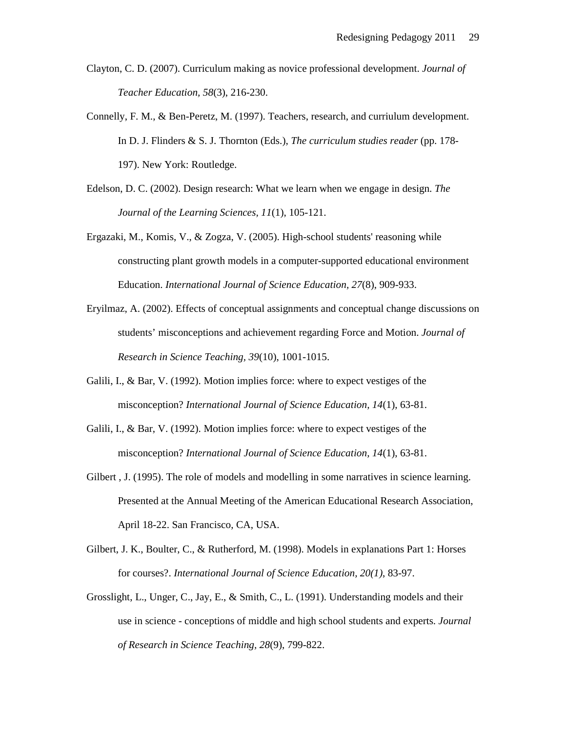Clayton, C. D. (2007). Curriculum making as novice professional development. *Journal of Teacher Education, 58*(3), 216-230.

Connelly, F. M., & Ben-Peretz, M. (1997). Teachers, research, and curriulum development. In D. J. Flinders & S. J. Thornton (Eds.), *The curriculum studies reader* (pp. 178-197). New York: Routledge.

Edelson, D. C. (2002). Design research: What we learn when we engage in design. *The Journal of the Learning Sciences, 11*(1), 105-121.

Ergazaki, M., Komis, V., & Zogza, V. (2005). High-school students' reasoning while constructing plant growth models in a computer-supported educational environment Education. *International Journal of Science Education, 27*(8), 909-933.

Eryilmaz, A. (2002). Effects of conceptual assignments and conceptual change discussions on students' misconceptions and achievement regarding Force and Motion. *Journal of Research in Science Teaching, 39*(10), 1001-1015.

Galili, I., & Bar, V. (1992). Motion implies force: where to expect vestiges of the misconception? *International Journal of Science Education, 14*(1), 63-81.

Galili, I., & Bar, V. (1992). Motion implies force: where to expect vestiges of the misconception? *International Journal of Science Education, 14*(1), 63-81.

Gilbert , J. (1995). The role of models and modelling in some narratives in science learning. Presented at the Annual Meeting of the American Educational Research Association, April 18-22. San Francisco, CA, USA.

Gilbert, J. K., Boulter, C., & Rutherford, M. (1998). Models in explanations Part 1: Horses for courses?. *International Journal of Science Education, 20(1)*, 83-97.

Grosslight, L., Unger, C., Jay, E., & Smith, C., L. (1991). Understanding models and their use in science - conceptions of middle and high school students and experts. *Journal of Research in Science Teaching, 28*(9), 799-822.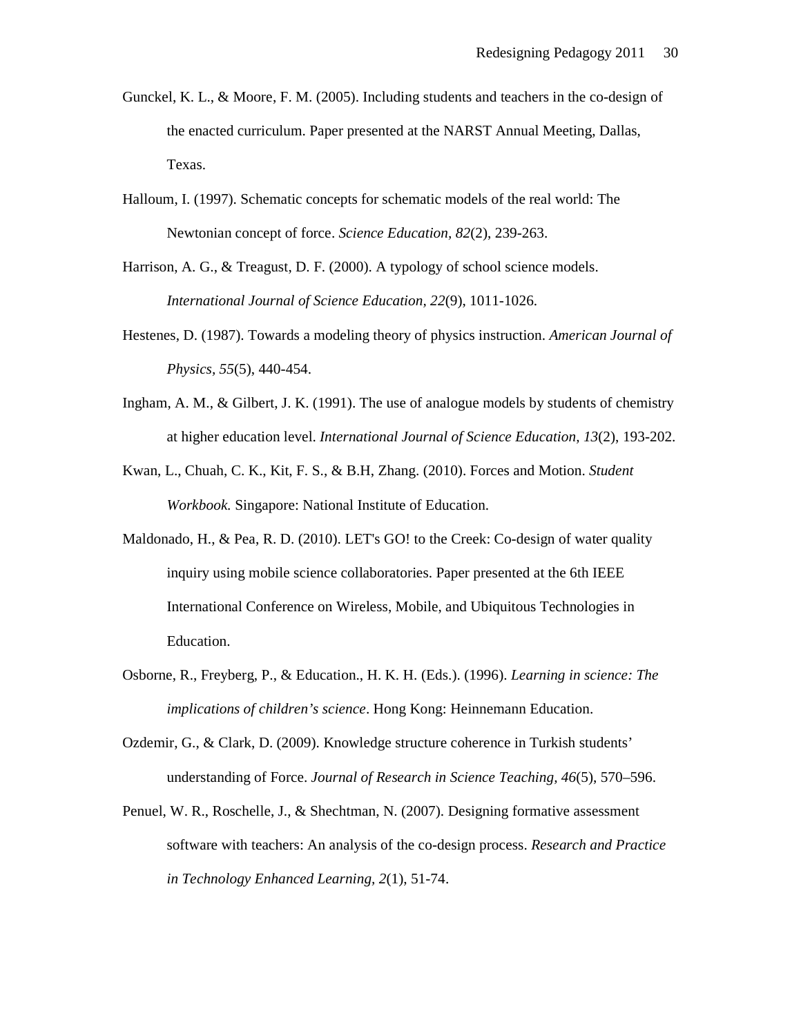Gunckel, K. L., & Moore, F. M. (2005). Including students and teachers in the co-design of the enacted curriculum. Paper presented at the NARST Annual Meeting, Dallas, Texas.

Halloum, I. (1997). Schematic concepts for schematic models of the real world: The Newtonian concept of force. *Science Education*, *82*(2), 239-263.

Harrison, A. G., & Treagust, D. F. (2000). A typology of school science models. *International Journal of Science Education*, *22*(9), 1011-1026.

Hestenes, D. (1987). Towards a modeling theory of physics instruction. *American Journal of Physics*, *55*(5), 440-454.

Ingham, A. M., & Gilbert, J. K. (1991). The use of analogue models by students of chemistry at higher education level. *International Journal of Science Education, 13*(2), 193-202.

Kwan, L., Chuah, C. K., Kit, F. S., & B.H, Zhang. (2010). Forces and Motion. *Student Workbook.* Singapore: National Institute of Education.

Maldonado, H., & Pea, R. D. (2010). LET's GO! to the Creek: Co-design of water quality inquiry using mobile science collaboratories. Paper presented at the 6th IEEE International Conference on Wireless, Mobile, and Ubiquitous Technologies in Education.

Osborne, R., Freyberg, P., & Education., H. K. H. (Eds.). (1996). *Learning in science: The implications of children's science*. Hong Kong: Heinnemann Education.

Ozdemir, G., & Clark, D. (2009). Knowledge structure coherence in Turkish students' understanding of Force. *Journal of Research in Science Teaching, 46*(5), 570–596.

Penuel, W. R., Roschelle, J., & Shechtman, N. (2007). Designing formative assessment software with teachers: An analysis of the co-design process. *Research and Practice in Technology Enhanced Learning, 2*(1), 51-74.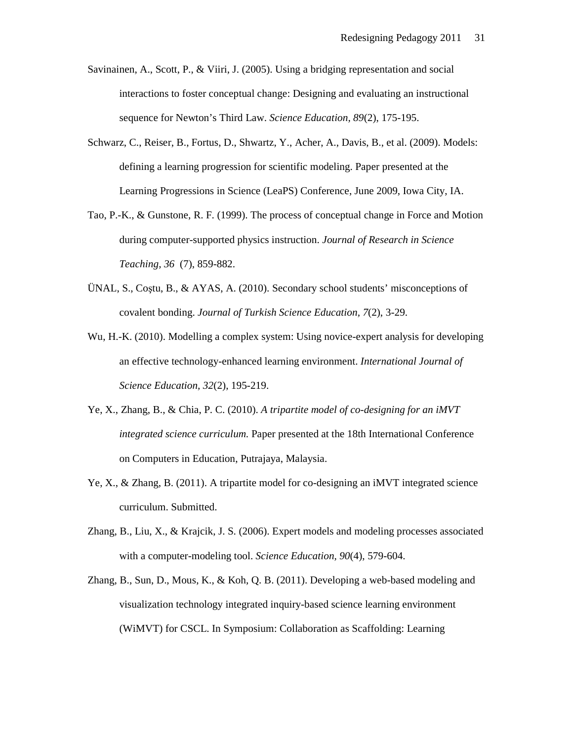Savinainen, A., Scott, P., & Viiri, J. (2005). Using a bridging representation and social interactions to foster conceptual change: Designing and evaluating an instructional sequence for Newton's Third Law. *Science Education, 89*(2), 175-195.

Schwarz, C., Reiser, B., Fortus, D., Shwartz, Y., Acher, A., Davis, B., et al. (2009). Models: defining a learning progression for scientific modeling. Paper presented at the Learning Progressions in Science (LeaPS) Conference, June 2009, Iowa City, IA.

Tao, P.-K., & Gunstone, R. F. (1999). The process of conceptual change in Force and Motion during computer-supported physics instruction. *Journal of Research in Science Teaching, 36* (7), 859-882.

ÜNAL, S., Coştu, B., & AYAS, A. (2010). Secondary school students' misconceptions of covalent bonding. *Journal of Turkish Science Education, 7*(2), 3-29.

Wu, H.-K. (2010). Modelling a complex system: Using novice-expert analysis for developing an effective technology-enhanced learning environment. *International Journal of Science Education, 32*(2), 195-219.

Ye, X., Zhang, B., & Chia, P. C. (2010). *A tripartite model of co-designing for an iMVT integrated science curriculum.* Paper presented at the 18th International Conference on Computers in Education, Putrajaya, Malaysia.

Ye, X., & Zhang, B. (2011). A tripartite model for co-designing an iMVT integrated science curriculum. Submitted.

Zhang, B., Liu, X., & Krajcik, J. S. (2006). Expert models and modeling processes associated with a computer-modeling tool. *Science Education, 90*(4), 579-604.

Zhang, B., Sun, D., Mous, K., & Koh, Q. B. (2011). Developing a web-based modeling and visualization technology integrated inquiry-based science learning environment (WiMVT) for CSCL. In Symposium: Collaboration as Scaffolding: Learning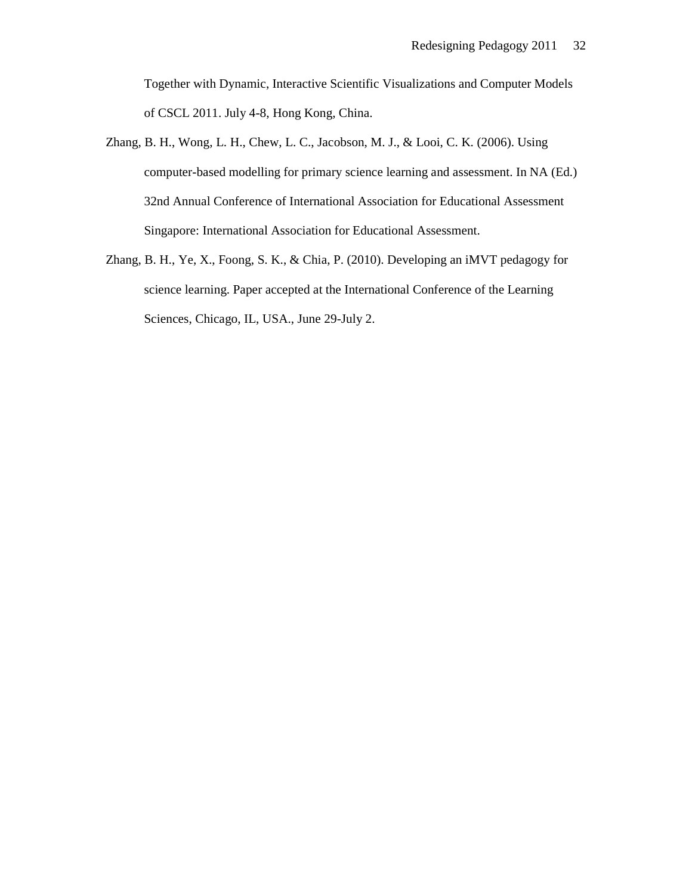Together with Dynamic, Interactive Scientific Visualizations and Computer Models of CSCL 2011. July 4-8, Hong Kong, China.

Zhang, B. H., Wong, L. H., Chew, L. C., Jacobson, M. J., & Looi, C. K. (2006). Using computer-based modelling for primary science learning and assessment. In NA (Ed.) 32nd Annual Conference of International Association for Educational Assessment Singapore: International Association for Educational Assessment.

Zhang, B. H., Ye, X., Foong, S. K., & Chia, P. (2010). Developing an iMVT pedagogy for science learning. Paper accepted at the International Conference of the Learning Sciences, Chicago, IL, USA., June 29-July 2.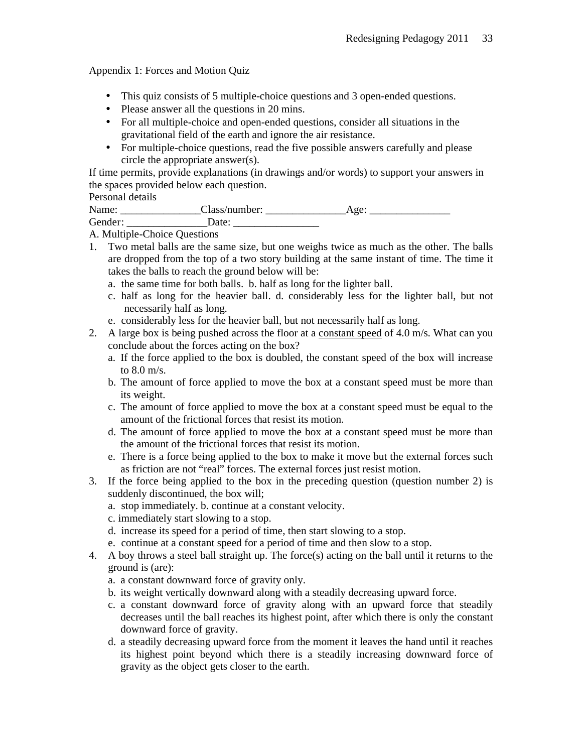Appendix 1: Forces and Motion Quiz

- This quiz consists of 5 multiple-choice questions and 3 open-ended questions.
- Please answer all the questions in 20 mins.
- For all multiple-choice and open-ended questions, consider all situations in the gravitational field of the earth and ignore the air resistance.
- For multiple-choice questions, read the five possible answers carefully and please circle the appropriate answer(s).

If time permits, provide explanations (in drawings and/or words) to support your answers in the spaces provided below each question.

Personal details

Name: _______________Class/number: _______________Age: _______________

Gender: _______________Date: ________________

A. Multiple-Choice Questions

1. Two metal balls are the same size, but one weighs twice as much as the other. The balls are dropped from the top of a two story building at the same instant of time. The time it takes the balls to reach the ground below will be:
   a. the same time for both balls. b. half as long for the lighter ball.
   c. half as long for the heavier ball. d. considerably less for the lighter ball, but not necessarily half as long.
   e. considerably less for the heavier ball, but not necessarily half as long.
2. A large box is being pushed across the floor at a <u>constant speed</u> of 4.0 m/s. What can you conclude about the forces acting on the box?
   a. If the force applied to the box is doubled, the constant speed of the box will increase to 8.0 m/s.
   b. The amount of force applied to move the box at a constant speed must be more than its weight.
   c. The amount of force applied to move the box at a constant speed must be equal to the amount of the frictional forces that resist its motion.
   d. The amount of force applied to move the box at a constant speed must be more than the amount of the frictional forces that resist its motion.
   e. There is a force being applied to the box to make it move but the external forces such as friction are not "real" forces. The external forces just resist motion.
3. If the force being applied to the box in the preceding question (question number 2) is suddenly discontinued, the box will;
   a. stop immediately. b. continue at a constant velocity.
   c. immediately start slowing to a stop.
   d. increase its speed for a period of time, then start slowing to a stop.
   e. continue at a constant speed for a period of time and then slow to a stop.
4. A boy throws a steel ball straight up. The force(s) acting on the ball until it returns to the ground is (are):
   a. a constant downward force of gravity only.
   b. its weight vertically downward along with a steadily decreasing upward force.
   c. a constant downward force of gravity along with an upward force that steadily decreases until the ball reaches its highest point, after which there is only the constant downward force of gravity.
   d. a steadily decreasing upward force from the moment it leaves the hand until it reaches its highest point beyond which there is a steadily increasing downward force of gravity as the object gets closer to the earth.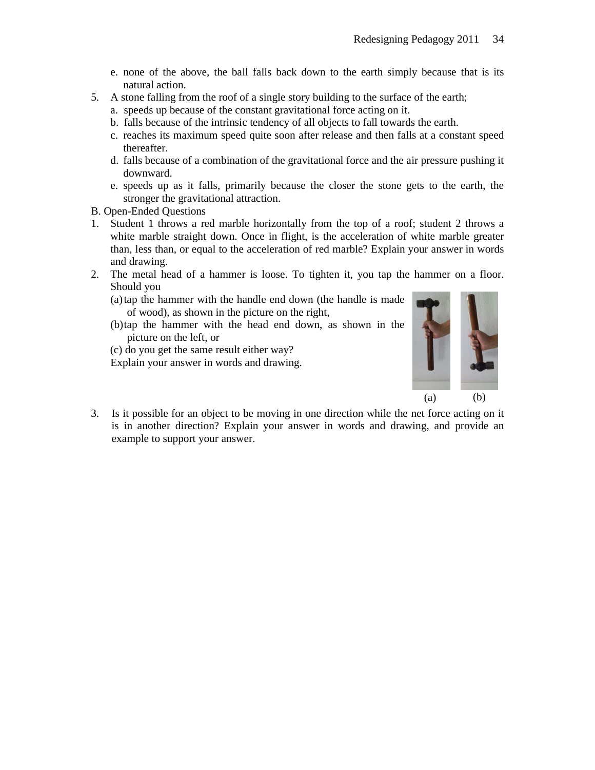e. none of the above, the ball falls back down to the earth simply because that is its natural action.

5. A stone falling from the roof of a single story building to the surface of the earth;
   a. speeds up because of the constant gravitational force acting on it.
   b. falls because of the intrinsic tendency of all objects to fall towards the earth.
   c. reaches its maximum speed quite soon after release and then falls at a constant speed thereafter.
   d. falls because of a combination of the gravitational force and the air pressure pushing it downward.
   e. speeds up as it falls, primarily because the closer the stone gets to the earth, the stronger the gravitational attraction.

B. Open-Ended Questions

1. Student 1 throws a red marble horizontally from the top of a roof; student 2 throws a white marble straight down. Once in flight, is the acceleration of white marble greater than, less than, or equal to the acceleration of red marble? Explain your answer in words and drawing.
2. The metal head of a hammer is loose. To tighten it, you tap the hammer on a floor. Should you
   (a) tap the hammer with the handle end down (the handle is made of wood), as shown in the picture on the right,
   (b) tap the hammer with the head end down, as shown in the picture on the left, or
   (c) do you get the same result either way?
   Explain your answer in words and drawing.

(a) (b)

3. Is it possible for an object to be moving in one direction while the net force acting on it is in another direction? Explain your answer in words and drawing, and provide an example to support your answer.